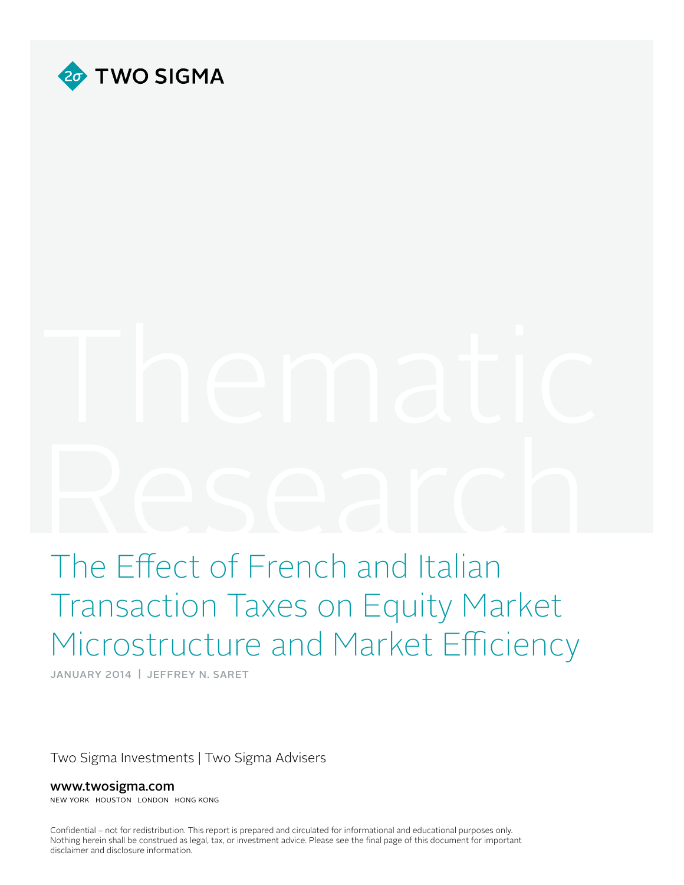TWO SIGMA

Thematic Research

# The Effect of French and Italian Transaction Taxes on Equity Market Microstructure and Market Efficiency

JANUARY 2014 | JEFFREY N. SARET

Two Sigma Investments | Two Sigma Advisers

**www.twosigma.com**

NEW YORK HOUSTON LONDON HONG KONG

Confidential – not for redistribution. This report is prepared and circulated for informational and educational purposes only. Nothing herein shall be construed as legal, tax, or investment advice. Please see the final page of this document for important disclaimer and disclosure information.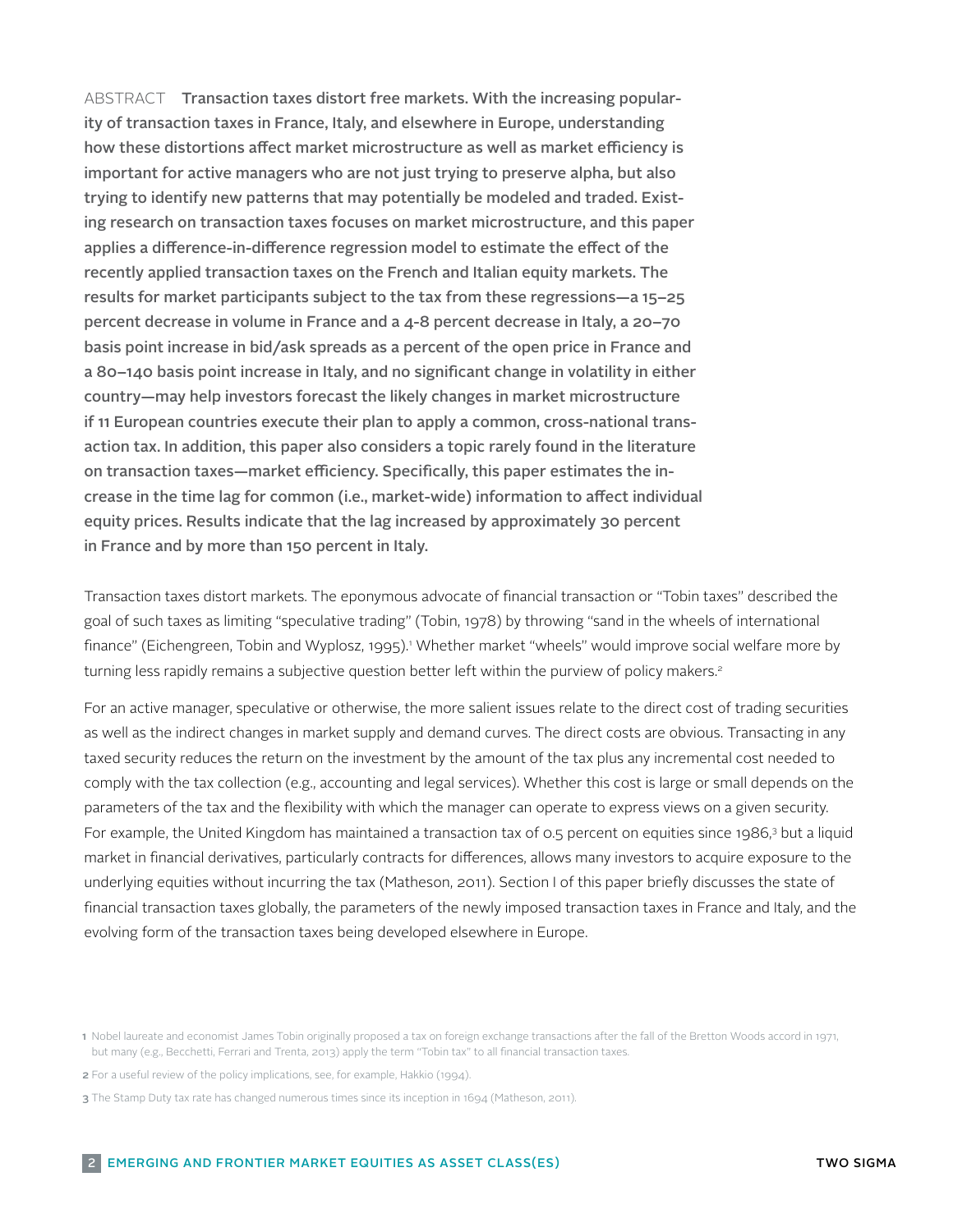ABSTRACT **Transaction taxes distort free markets. With the increasing popularity of transaction taxes in France, Italy, and elsewhere in Europe, understanding how these distortions affect market microstructure as well as market efficiency is important for active managers who are not just trying to preserve alpha, but also trying to identify new patterns that may potentially be modeled and traded. Existing research on transaction taxes focuses on market microstructure, and this paper applies a difference-in-difference regression model to estimate the effect of the recently applied transaction taxes on the French and Italian equity markets. The results for market participants subject to the tax from these regressions—a 15–25 percent decrease in volume in France and a 4-8 percent decrease in Italy, a 20–70 basis point increase in bid/ask spreads as a percent of the open price in France and a 80–140 basis point increase in Italy, and no significant change in volatility in either country—may help investors forecast the likely changes in market microstructure if 11 European countries execute their plan to apply a common, cross-national transaction tax. In addition, this paper also considers a topic rarely found in the literature on transaction taxes—market efficiency. Specifically, this paper estimates the increase in the time lag for common (i.e., market-wide) information to affect individual equity prices. Results indicate that the lag increased by approximately 30 percent in France and by more than 150 percent in Italy.**

Transaction taxes distort markets. The eponymous advocate of financial transaction or "Tobin taxes" described the goal of such taxes as limiting "speculative trading" (Tobin, 1978) by throwing "sand in the wheels of international finance" (Eichengreen, Tobin and Wyplosz, 1995).[1] Whether market "wheels" would improve social welfare more by turning less rapidly remains a subjective question better left within the purview of policy makers.[2]

For an active manager, speculative or otherwise, the more salient issues relate to the direct cost of trading securities as well as the indirect changes in market supply and demand curves. The direct costs are obvious. Transacting in any taxed security reduces the return on the investment by the amount of the tax plus any incremental cost needed to comply with the tax collection (e.g., accounting and legal services). Whether this cost is large or small depends on the parameters of the tax and the flexibility with which the manager can operate to express views on a given security. For example, the United Kingdom has maintained a transaction tax of 0.5 percent on equities since 1986,[3] but a liquid market in financial derivatives, particularly contracts for differences, allows many investors to acquire exposure to the underlying equities without incurring the tax (Matheson, 2011). Section I of this paper briefly discusses the state of financial transaction taxes globally, the parameters of the newly imposed transaction taxes in France and Italy, and the evolving form of the transaction taxes being developed elsewhere in Europe.

[1] Nobel laureate and economist James Tobin originally proposed a tax on foreign exchange transactions after the fall of the Bretton Woods accord in 1971, but many (e.g., Becchetti, Ferrari and Trenta, 2013) apply the term "Tobin tax" to all financial transaction taxes.

[2] For a useful review of the policy implications, see, for example, Hakkio (1994).

[3] The Stamp Duty tax rate has changed numerous times since its inception in 1694 (Matheson, 2011).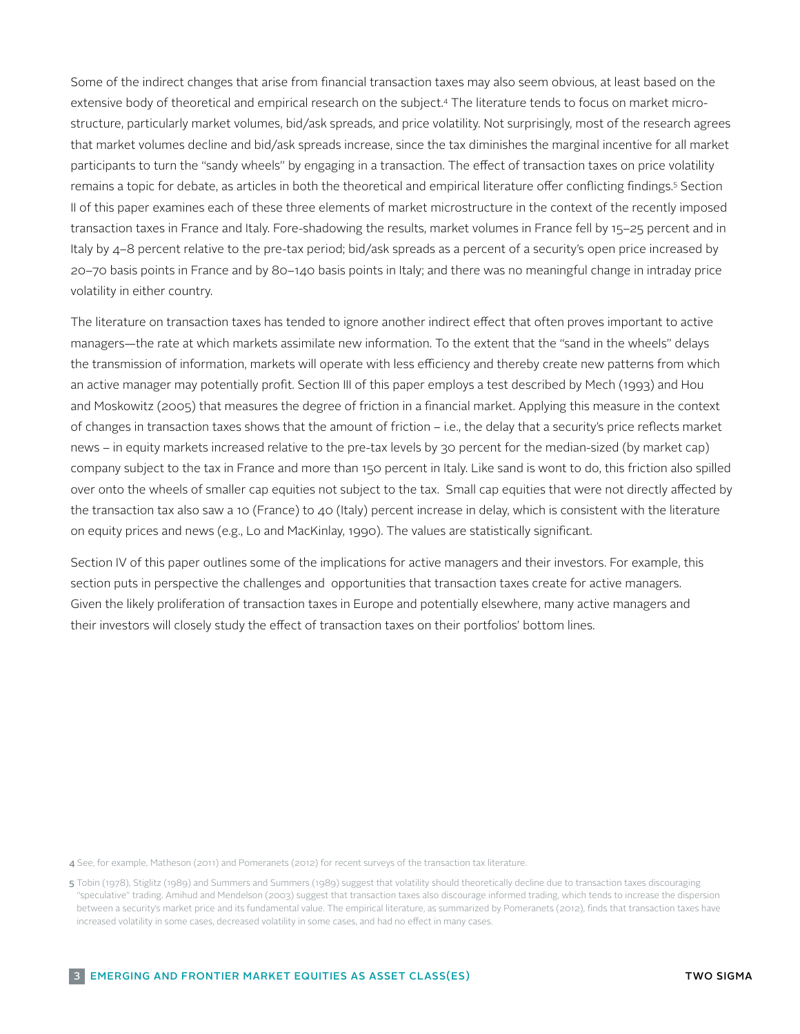Some of the indirect changes that arise from financial transaction taxes may also seem obvious, at least based on the extensive body of theoretical and empirical research on the subject.[4] The literature tends to focus on market microstructure, particularly market volumes, bid/ask spreads, and price volatility. Not surprisingly, most of the research agrees that market volumes decline and bid/ask spreads increase, since the tax diminishes the marginal incentive for all market participants to turn the "sandy wheels" by engaging in a transaction. The effect of transaction taxes on price volatility remains a topic for debate, as articles in both the theoretical and empirical literature offer conflicting findings.[5] Section II of this paper examines each of these three elements of market microstructure in the context of the recently imposed transaction taxes in France and Italy. Fore-shadowing the results, market volumes in France fell by 15–25 percent and in Italy by 4–8 percent relative to the pre-tax period; bid/ask spreads as a percent of a security's open price increased by 20–70 basis points in France and by 80–140 basis points in Italy; and there was no meaningful change in intraday price volatility in either country.

The literature on transaction taxes has tended to ignore another indirect effect that often proves important to active managers—the rate at which markets assimilate new information. To the extent that the "sand in the wheels" delays the transmission of information, markets will operate with less efficiency and thereby create new patterns from which an active manager may potentially profit. Section III of this paper employs a test described by Mech (1993) and Hou and Moskowitz (2005) that measures the degree of friction in a financial market. Applying this measure in the context of changes in transaction taxes shows that the amount of friction – i.e., the delay that a security's price reflects market news – in equity markets increased relative to the pre-tax levels by 30 percent for the median-sized (by market cap) company subject to the tax in France and more than 150 percent in Italy. Like sand is wont to do, this friction also spilled over onto the wheels of smaller cap equities not subject to the tax. Small cap equities that were not directly affected by the transaction tax also saw a 10 (France) to 40 (Italy) percent increase in delay, which is consistent with the literature on equity prices and news (e.g., Lo and MacKinlay, 1990). The values are statistically significant.

Section IV of this paper outlines some of the implications for active managers and their investors. For example, this section puts in perspective the challenges and opportunities that transaction taxes create for active managers. Given the likely proliferation of transaction taxes in Europe and potentially elsewhere, many active managers and their investors will closely study the effect of transaction taxes on their portfolios' bottom lines.

[4] See, for example, Matheson (2011) and Pomeranets (2012) for recent surveys of the transaction tax literature.

[5] Tobin (1978), Stiglitz (1989) and Summers and Summers (1989) suggest that volatility should theoretically decline due to transaction taxes discouraging "speculative" trading. Amihud and Mendelson (2003) suggest that transaction taxes also discourage informed trading, which tends to increase the dispersion between a security's market price and its fundamental value. The empirical literature, as summarized by Pomeranets (2012), finds that transaction taxes have increased volatility in some cases, decreased volatility in some cases, and had no effect in many cases.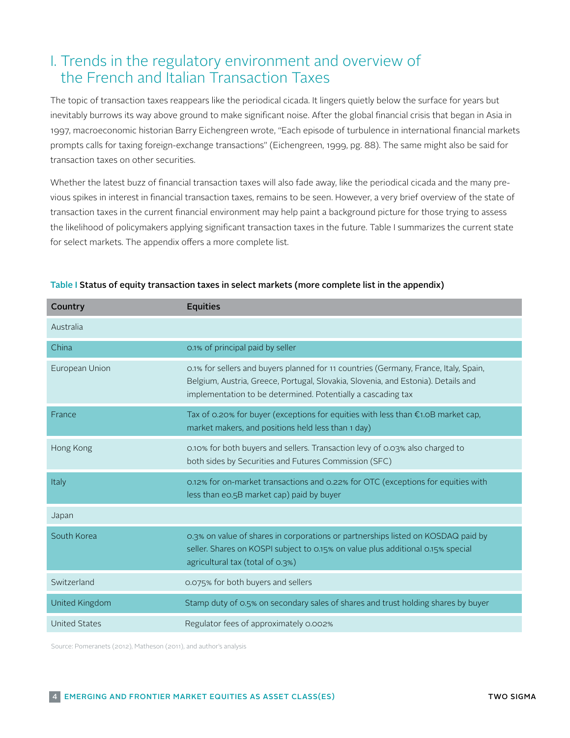# I. Trends in the regulatory environment and overview of the French and Italian Transaction Taxes

The topic of transaction taxes reappears like the periodical cicada. It lingers quietly below the surface for years but inevitably burrows its way above ground to make significant noise. After the global financial crisis that began in Asia in 1997, macroeconomic historian Barry Eichengreen wrote, "Each episode of turbulence in international financial markets prompts calls for taxing foreign-exchange transactions" (Eichengreen, 1999, pg. 88). The same might also be said for transaction taxes on other securities.

Whether the latest buzz of financial transaction taxes will also fade away, like the periodical cicada and the many previous spikes in interest in financial transaction taxes, remains to be seen. However, a very brief overview of the state of transaction taxes in the current financial environment may help paint a background picture for those trying to assess the likelihood of policymakers applying significant transaction taxes in the future. Table I summarizes the current state for select markets. The appendix offers a more complete list.

**Table I Status of equity transaction taxes in select markets (more complete list in the appendix)**

| Country | Equities |
|---|---|
| Australia | |
| China | 0.1% of principal paid by seller |
| European Union | 0.1% for sellers and buyers planned for 11 countries (Germany, France, Italy, Spain, Belgium, Austria, Greece, Portugal, Slovakia, Slovenia, and Estonia). Details and implementation to be determined. Potentially a cascading tax |
| France | Tax of 0.20% for buyer (exceptions for equities with less than €1.0B market cap, market makers, and positions held less than 1 day) |
| Hong Kong | 0.10% for both buyers and sellers. Transaction levy of 0.03% also charged to both sides by Securities and Futures Commission (SFC) |
| Italy | 0.12% for on-market transactions and 0.22% for OTC (exceptions for equities with less than e0.5B market cap) paid by buyer |
| Japan | |
| South Korea | 0.3% on value of shares in corporations or partnerships listed on KOSDAQ paid by seller. Shares on KOSPI subject to 0.15% on value plus additional 0.15% special agricultural tax (total of 0.3%) |
| Switzerland | 0.075% for both buyers and sellers |
| United Kingdom | Stamp duty of 0.5% on secondary sales of shares and trust holding shares by buyer |
| United States | Regulator fees of approximately 0.002% |

Source: Pomeranets (2012), Matheson (2011), and author's analysis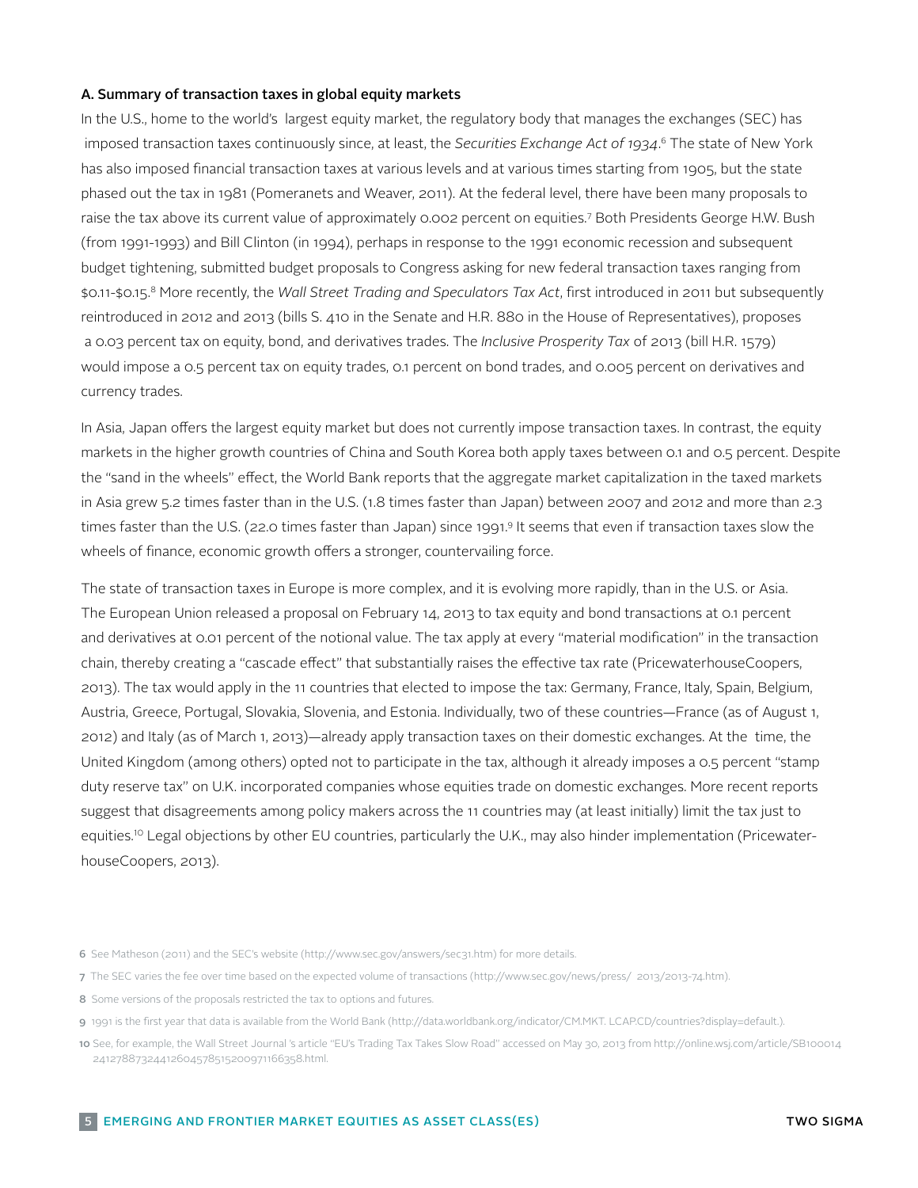### A. Summary of transaction taxes in global equity markets

In the U.S., home to the world's largest equity market, the regulatory body that manages the exchanges (SEC) has imposed transaction taxes continuously since, at least, the *Securities Exchange Act of 1934*.[6] The state of New York has also imposed financial transaction taxes at various levels and at various times starting from 1905, but the state phased out the tax in 1981 (Pomeranets and Weaver, 2011). At the federal level, there have been many proposals to raise the tax above its current value of approximately 0.002 percent on equities.[7] Both Presidents George H.W. Bush (from 1991-1993) and Bill Clinton (in 1994), perhaps in response to the 1991 economic recession and subsequent budget tightening, submitted budget proposals to Congress asking for new federal transaction taxes ranging from \$0.11-\$0.15.[8] More recently, the *Wall Street Trading and Speculators Tax Act*, first introduced in 2011 but subsequently reintroduced in 2012 and 2013 (bills S. 410 in the Senate and H.R. 880 in the House of Representatives), proposes a 0.03 percent tax on equity, bond, and derivatives trades. The *Inclusive Prosperity Tax* of 2013 (bill H.R. 1579) would impose a 0.5 percent tax on equity trades, 0.1 percent on bond trades, and 0.005 percent on derivatives and currency trades.

In Asia, Japan offers the largest equity market but does not currently impose transaction taxes. In contrast, the equity markets in the higher growth countries of China and South Korea both apply taxes between 0.1 and 0.5 percent. Despite the "sand in the wheels" effect, the World Bank reports that the aggregate market capitalization in the taxed markets in Asia grew 5.2 times faster than in the U.S. (1.8 times faster than Japan) between 2007 and 2012 and more than 2.3 times faster than the U.S. (22.0 times faster than Japan) since 1991.[9] It seems that even if transaction taxes slow the wheels of finance, economic growth offers a stronger, countervailing force.

The state of transaction taxes in Europe is more complex, and it is evolving more rapidly, than in the U.S. or Asia. The European Union released a proposal on February 14, 2013 to tax equity and bond transactions at 0.1 percent and derivatives at 0.01 percent of the notional value. The tax apply at every "material modification" in the transaction chain, thereby creating a "cascade effect" that substantially raises the effective tax rate (PricewaterhouseCoopers, 2013). The tax would apply in the 11 countries that elected to impose the tax: Germany, France, Italy, Spain, Belgium, Austria, Greece, Portugal, Slovakia, Slovenia, and Estonia. Individually, two of these countries—France (as of August 1, 2012) and Italy (as of March 1, 2013)—already apply transaction taxes on their domestic exchanges. At the time, the United Kingdom (among others) opted not to participate in the tax, although it already imposes a 0.5 percent "stamp duty reserve tax" on U.K. incorporated companies whose equities trade on domestic exchanges. More recent reports suggest that disagreements among policy makers across the 11 countries may (at least initially) limit the tax just to equities.[10] Legal objections by other EU countries, particularly the U.K., may also hinder implementation (PricewaterhouseCoopers, 2013).

---

6 See Matheson (2011) and the SEC's website (http://www.sec.gov/answers/sec31.htm) for more details.

7 The SEC varies the fee over time based on the expected volume of transactions (http://www.sec.gov/news/press/ 2013/2013-74.htm).

8 Some versions of the proposals restricted the tax to options and futures.

9 1991 is the first year that data is available from the World Bank (http://data.worldbank.org/indicator/CM.MKT. LCAP.CD/countries?display=default.).

10 See, for example, the Wall Street Journal 's article "EU's Trading Tax Takes Slow Road" accessed on May 30, 2013 from http://online.wsj.com/article/SB10001424127887324412604578515200971166358.html.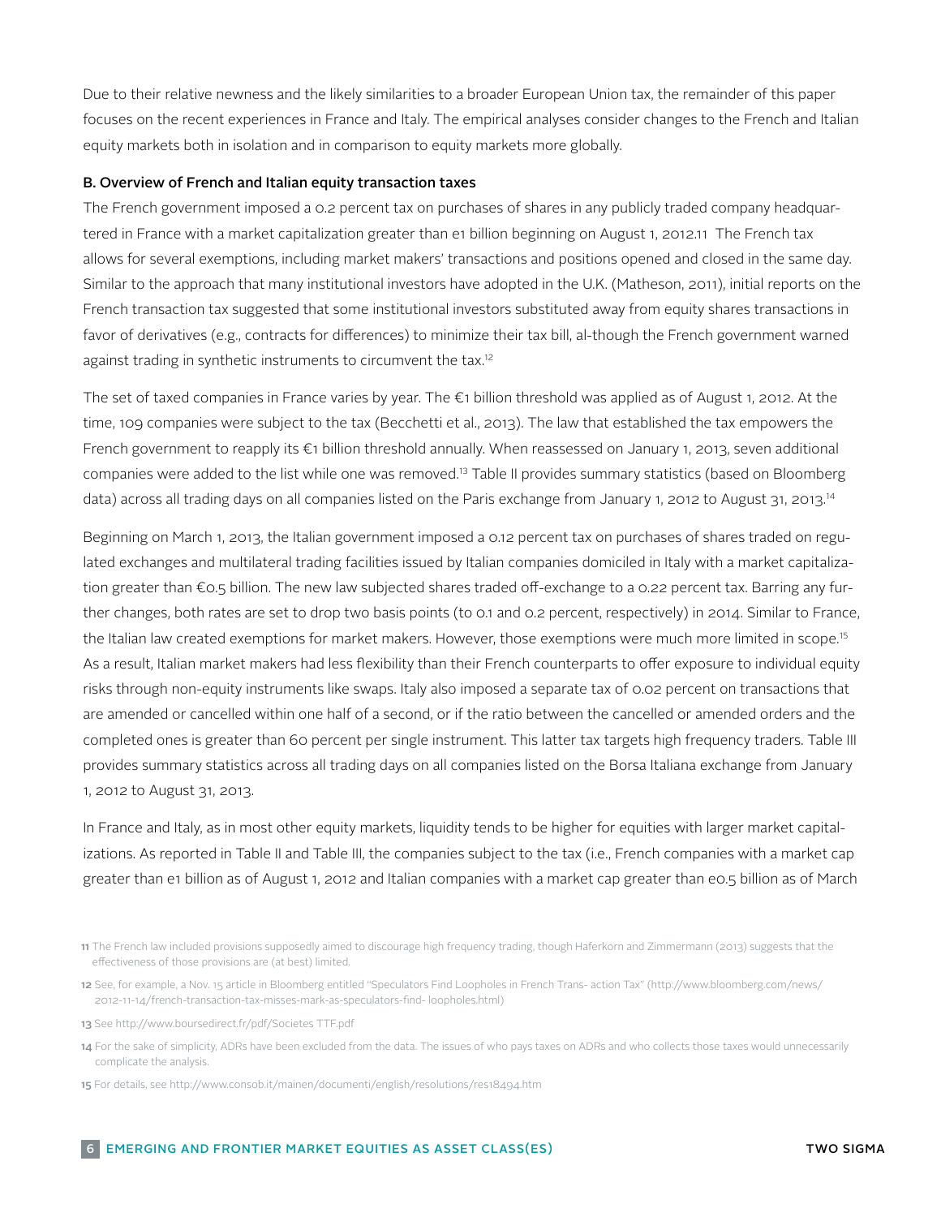Due to their relative newness and the likely similarities to a broader European Union tax, the remainder of this paper focuses on the recent experiences in France and Italy. The empirical analyses consider changes to the French and Italian equity markets both in isolation and in comparison to equity markets more globally.

**B. Overview of French and Italian equity transaction taxes**

The French government imposed a 0.2 percent tax on purchases of shares in any publicly traded company headquartered in France with a market capitalization greater than e1 billion beginning on August 1, 2012.[11] The French tax allows for several exemptions, including market makers' transactions and positions opened and closed in the same day. Similar to the approach that many institutional investors have adopted in the U.K. (Matheson, 2011), initial reports on the French transaction tax suggested that some institutional investors substituted away from equity shares transactions in favor of derivatives (e.g., contracts for differences) to minimize their tax bill, al-though the French government warned against trading in synthetic instruments to circumvent the tax.[12]

The set of taxed companies in France varies by year. The €1 billion threshold was applied as of August 1, 2012. At the time, 109 companies were subject to the tax (Becchetti et al., 2013). The law that established the tax empowers the French government to reapply its €1 billion threshold annually. When reassessed on January 1, 2013, seven additional companies were added to the list while one was removed.[13] Table II provides summary statistics (based on Bloomberg data) across all trading days on all companies listed on the Paris exchange from January 1, 2012 to August 31, 2013.[14]

Beginning on March 1, 2013, the Italian government imposed a 0.12 percent tax on purchases of shares traded on regulated exchanges and multilateral trading facilities issued by Italian companies domiciled in Italy with a market capitalization greater than €0.5 billion. The new law subjected shares traded off-exchange to a 0.22 percent tax. Barring any further changes, both rates are set to drop two basis points (to 0.1 and 0.2 percent, respectively) in 2014. Similar to France, the Italian law created exemptions for market makers. However, those exemptions were much more limited in scope.[15] As a result, Italian market makers had less flexibility than their French counterparts to offer exposure to individual equity risks through non-equity instruments like swaps. Italy also imposed a separate tax of 0.02 percent on transactions that are amended or cancelled within one half of a second, or if the ratio between the cancelled or amended orders and the completed ones is greater than 60 percent per single instrument. This latter tax targets high frequency traders. Table III provides summary statistics across all trading days on all companies listed on the Borsa Italiana exchange from January 1, 2012 to August 31, 2013.

In France and Italy, as in most other equity markets, liquidity tends to be higher for equities with larger market capitalizations. As reported in Table II and Table III, the companies subject to the tax (i.e., French companies with a market cap greater than e1 billion as of August 1, 2012 and Italian companies with a market cap greater than e0.5 billion as of March

---

[11] The French law included provisions supposedly aimed to discourage high frequency trading, though Haferkorn and Zimmermann (2013) suggests that the effectiveness of those provisions are (at best) limited.

[12] See, for example, a Nov. 15 article in Bloomberg entitled "Speculators Find Loopholes in French Trans- action Tax" (http://www.bloomberg.com/news/2012-11-14/french-transaction-tax-misses-mark-as-speculators-find- loopholes.html)

[13] See http://www.boursedirect.fr/pdf/Societes TTF.pdf

[14] For the sake of simplicity, ADRs have been excluded from the data. The issues of who pays taxes on ADRs and who collects those taxes would unnecessarily complicate the analysis.

[15] For details, see http://www.consob.it/mainen/documenti/english/resolutions/res18494.htm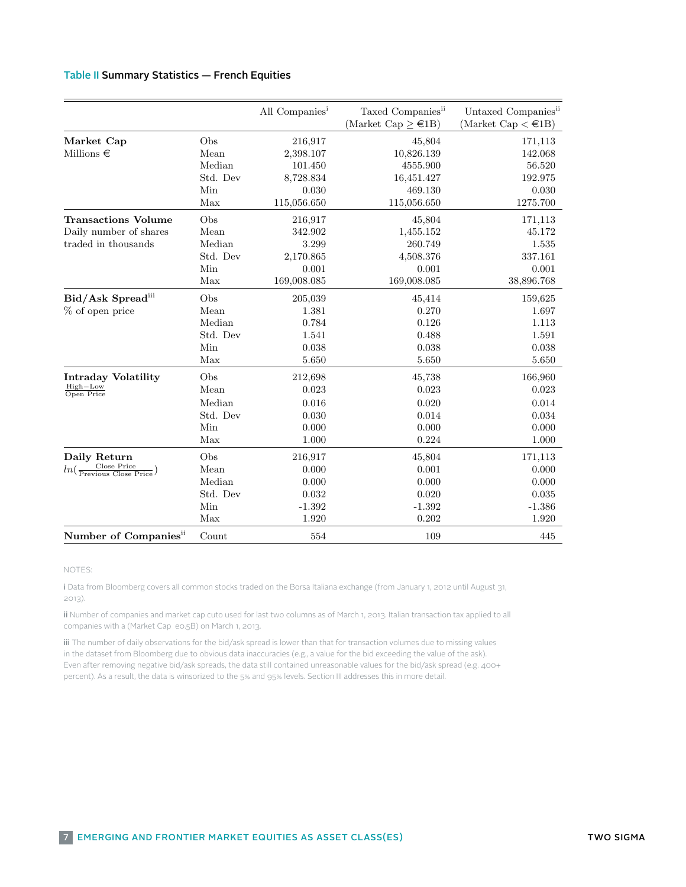**Table II Summary Statistics — French Equities**

| | | All Companies[i] | Taxed Companies[ii] (Market Cap $\geq$ €1B) | Untaxed Companies[ii] (Market Cap $<$ €1B) |
|---|---|---|---|---|
| **Market Cap** | Obs | 216,917 | 45,804 | 171,113 |
| Millions € | Mean | 2,398.107 | 10,826.139 | 142.068 |
| | Median | 101.450 | 4555.900 | 56.520 |
| | Std. Dev | 8,728.834 | 16,451.427 | 192.975 |
| | Min | 0.030 | 469.130 | 0.030 |
| | Max | 115,056.650 | 115,056.650 | 1275.700 |
| **Transactions Volume** | Obs | 216,917 | 45,804 | 171,113 |
| Daily number of shares traded in thousands | Mean | 342.902 | 1,455.152 | 45.172 |
| | Median | 3.299 | 260.749 | 1.535 |
| | Std. Dev | 2,170.865 | 4,508.376 | 337.161 |
| | Min | 0.001 | 0.001 | 0.001 |
| | Max | 169,008.085 | 169,008.085 | 38,896.768 |
| **Bid/Ask Spread**[iii] | Obs | 205,039 | 45,414 | 159,625 |
| % of open price | Mean | 1.381 | 0.270 | 1.697 |
| | Median | 0.784 | 0.126 | 1.113 |
| | Std. Dev | 1.541 | 0.488 | 1.591 |
| | Min | 0.038 | 0.038 | 0.038 |
| | Max | 5.650 | 5.650 | 5.650 |
| **Intraday Volatility** | Obs | 212,698 | 45,738 | 166,960 |
| $\frac{High-Low}{Open\ Price}$ | Mean | 0.023 | 0.023 | 0.023 |
| | Median | 0.016 | 0.020 | 0.014 |
| | Std. Dev | 0.030 | 0.014 | 0.034 |
| | Min | 0.000 | 0.000 | 0.000 |
| | Max | 1.000 | 0.224 | 1.000 |
| **Daily Return** | Obs | 216,917 | 45,804 | 171,113 |
| $ln(\frac{Close\ Price}{Previous\ Close\ Price})$ | Mean | 0.000 | 0.001 | 0.000 |
| | Median | 0.000 | 0.000 | 0.000 |
| | Std. Dev | 0.032 | 0.020 | 0.035 |
| | Min | -1.392 | -1.392 | -1.386 |
| | Max | 1.920 | 0.202 | 1.920 |
| **Number of Companies**[ii] | Count | 554 | 109 | 445 |

NOTES:

i Data from Bloomberg covers all common stocks traded on the Borsa Italiana exchange (from January 1, 2012 until August 31, 2013).

ii Number of companies and market cap cuto used for last two columns as of March 1, 2013. Italian transaction tax applied to all companies with a (Market Cap €0.5B) on March 1, 2013.

iii The number of daily observations for the bid/ask spread is lower than that for transaction volumes due to missing values in the dataset from Bloomberg due to obvious data inaccuracies (e.g., a value for the bid exceeding the value of the ask). Even after removing negative bid/ask spreads, the data still contained unreasonable values for the bid/ask spread (e.g. 400+ percent). As a result, the data is winsorized to the 5% and 95% levels. Section III addresses this in more detail.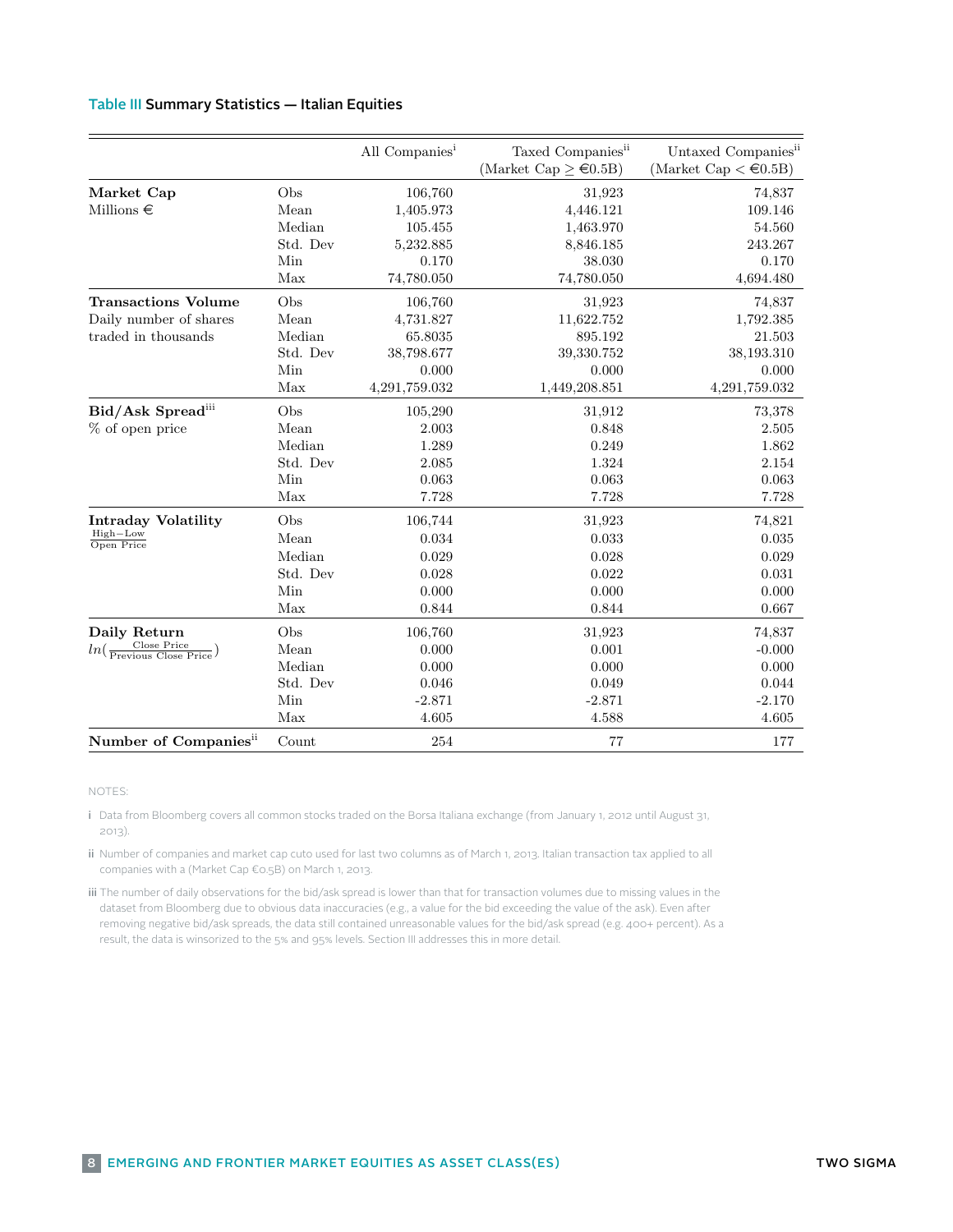**Table III Summary Statistics — Italian Equities**

| | | All Companies[i] | Taxed Companies[ii] (Market Cap $\geq$ €0.5B) | Untaxed Companies[ii] (Market Cap < €0.5B) |
|---|---|---|---|---|
| **Market Cap** | Obs | 106,760 | 31,923 | 74,837 |
| Millions € | Mean | 1,405.973 | 4,446.121 | 109.146 |
| | Median | 105.455 | 1,463.970 | 54.560 |
| | Std. Dev | 5,232.885 | 8,846.185 | 243.267 |
| | Min | 0.170 | 38.030 | 0.170 |
| | Max | 74,780.050 | 74,780.050 | 4,694.480 |
| **Transactions Volume** | Obs | 106,760 | 31,923 | 74,837 |
| Daily number of shares traded in thousands | Mean | 4,731.827 | 11,622.752 | 1,792.385 |
| | Median | 65.8035 | 895.192 | 21.503 |
| | Std. Dev | 38,798.677 | 39,330.752 | 38,193.310 |
| | Min | 0.000 | 0.000 | 0.000 |
| | Max | 4,291,759.032 | 1,449,208.851 | 4,291,759.032 |
| **Bid/Ask Spread**[iii] | Obs | 105,290 | 31,912 | 73,378 |
| % of open price | Mean | 2.003 | 0.848 | 2.505 |
| | Median | 1.289 | 0.249 | 1.862 |
| | Std. Dev | 2.085 | 1.324 | 2.154 |
| | Min | 0.063 | 0.063 | 0.063 |
| | Max | 7.728 | 7.728 | 7.728 |
| **Intraday Volatility** | Obs | 106,744 | 31,923 | 74,821 |
| $\frac{\text{High}-\text{Low}}{\text{Open Price}}$ | Mean | 0.034 | 0.033 | 0.035 |
| | Median | 0.029 | 0.028 | 0.029 |
| | Std. Dev | 0.028 | 0.022 | 0.031 |
| | Min | 0.000 | 0.000 | 0.000 |
| | Max | 0.844 | 0.844 | 0.667 |
| **Daily Return** | Obs | 106,760 | 31,923 | 74,837 |
| $ln(\frac{\text{Close Price}}{\text{Previous Close Price}})$ | Mean | 0.000 | 0.001 | -0.000 |
| | Median | 0.000 | 0.000 | 0.000 |
| | Std. Dev | 0.046 | 0.049 | 0.044 |
| | Min | -2.871 | -2.871 | -2.170 |
| | Max | 4.605 | 4.588 | 4.605 |
| **Number of Companies**[ii] | Count | 254 | 77 | 177 |

NOTES:

i Data from Bloomberg covers all common stocks traded on the Borsa Italiana exchange (from January 1, 2012 until August 31, 2013).

ii Number of companies and market cap cuto used for last two columns as of March 1, 2013. Italian transaction tax applied to all companies with a (Market Cap €0.5B) on March 1, 2013.

iii The number of daily observations for the bid/ask spread is lower than that for transaction volumes due to missing values in the dataset from Bloomberg due to obvious data inaccuracies (e.g., a value for the bid exceeding the value of the ask). Even after removing negative bid/ask spreads, the data still contained unreasonable values for the bid/ask spread (e.g. 400+ percent). As a result, the data is winsorized to the 5% and 95% levels. Section III addresses this in more detail.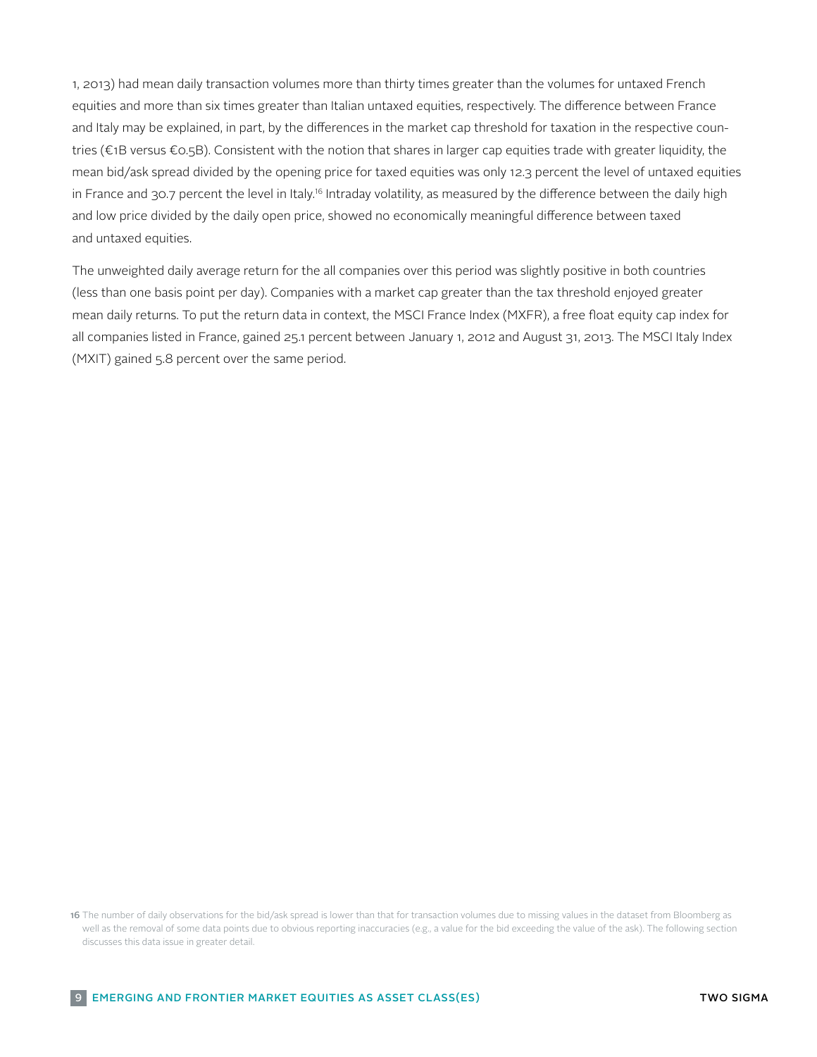1, 2013) had mean daily transaction volumes more than thirty times greater than the volumes for untaxed French equities and more than six times greater than Italian untaxed equities, respectively. The difference between France and Italy may be explained, in part, by the differences in the market cap threshold for taxation in the respective countries (€1B versus €0.5B). Consistent with the notion that shares in larger cap equities trade with greater liquidity, the mean bid/ask spread divided by the opening price for taxed equities was only 12.3 percent the level of untaxed equities in France and 30.7 percent the level in Italy.[16] Intraday volatility, as measured by the difference between the daily high and low price divided by the daily open price, showed no economically meaningful difference between taxed and untaxed equities.

The unweighted daily average return for the all companies over this period was slightly positive in both countries (less than one basis point per day). Companies with a market cap greater than the tax threshold enjoyed greater mean daily returns. To put the return data in context, the MSCI France Index (MXFR), a free float equity cap index for all companies listed in France, gained 25.1 percent between January 1, 2012 and August 31, 2013. The MSCI Italy Index (MXIT) gained 5.8 percent over the same period.

[16] The number of daily observations for the bid/ask spread is lower than that for transaction volumes due to missing values in the dataset from Bloomberg as well as the removal of some data points due to obvious reporting inaccuracies (e.g., a value for the bid exceeding the value of the ask). The following section discusses this data issue in greater detail.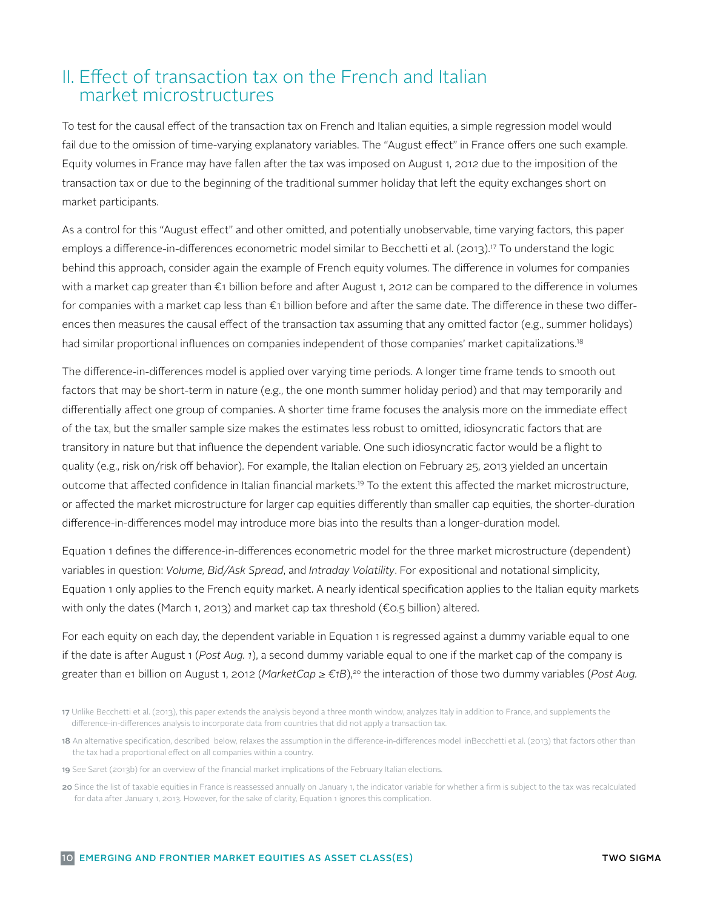## II. Effect of transaction tax on the French and Italian market microstructures

To test for the causal effect of the transaction tax on French and Italian equities, a simple regression model would fail due to the omission of time-varying explanatory variables. The "August effect" in France offers one such example. Equity volumes in France may have fallen after the tax was imposed on August 1, 2012 due to the imposition of the transaction tax or due to the beginning of the traditional summer holiday that left the equity exchanges short on market participants.

As a control for this "August effect" and other omitted, and potentially unobservable, time varying factors, this paper employs a difference-in-differences econometric model similar to Becchetti et al. (2013).[17] To understand the logic behind this approach, consider again the example of French equity volumes. The difference in volumes for companies with a market cap greater than €1 billion before and after August 1, 2012 can be compared to the difference in volumes for companies with a market cap less than €1 billion before and after the same date. The difference in these two differences then measures the causal effect of the transaction tax assuming that any omitted factor (e.g., summer holidays) had similar proportional influences on companies independent of those companies' market capitalizations.[18]

The difference-in-differences model is applied over varying time periods. A longer time frame tends to smooth out factors that may be short-term in nature (e.g., the one month summer holiday period) and that may temporarily and differentially affect one group of companies. A shorter time frame focuses the analysis more on the immediate effect of the tax, but the smaller sample size makes the estimates less robust to omitted, idiosyncratic factors that are transitory in nature but that influence the dependent variable. One such idiosyncratic factor would be a flight to quality (e.g., risk on/risk off behavior). For example, the Italian election on February 25, 2013 yielded an uncertain outcome that affected confidence in Italian financial markets.[19] To the extent this affected the market microstructure, or affected the market microstructure for larger cap equities differently than smaller cap equities, the shorter-duration difference-in-differences model may introduce more bias into the results than a longer-duration model.

Equation 1 defines the difference-in-differences econometric model for the three market microstructure (dependent) variables in question: *Volume, Bid/Ask Spread*, and *Intraday Volatility*. For expositional and notational simplicity, Equation 1 only applies to the French equity market. A nearly identical specification applies to the Italian equity markets with only the dates (March 1, 2013) and market cap tax threshold (€0.5 billion) altered.

For each equity on each day, the dependent variable in Equation 1 is regressed against a dummy variable equal to one if the date is after August 1 (*Post Aug. 1*), a second dummy variable equal to one if the market cap of the company is greater than e1 billion on August 1, 2012 (*MarketCap ≥ €1B*),[20] the interaction of those two dummy variables (*Post Aug.*

---

[17] Unlike Becchetti et al. (2013), this paper extends the analysis beyond a three month window, analyzes Italy in addition to France, and supplements the difference-in-differences analysis to incorporate data from countries that did not apply a transaction tax.

[18] An alternative specification, described below, relaxes the assumption in the difference-in-differences model inBecchetti et al. (2013) that factors other than the tax had a proportional effect on all companies within a country.

[19] See Saret (2013b) for an overview of the financial market implications of the February Italian elections.

[20] Since the list of taxable equities in France is reassessed annually on January 1, the indicator variable for whether a firm is subject to the tax was recalculated for data after January 1, 2013. However, for the sake of clarity, Equation 1 ignores this complication.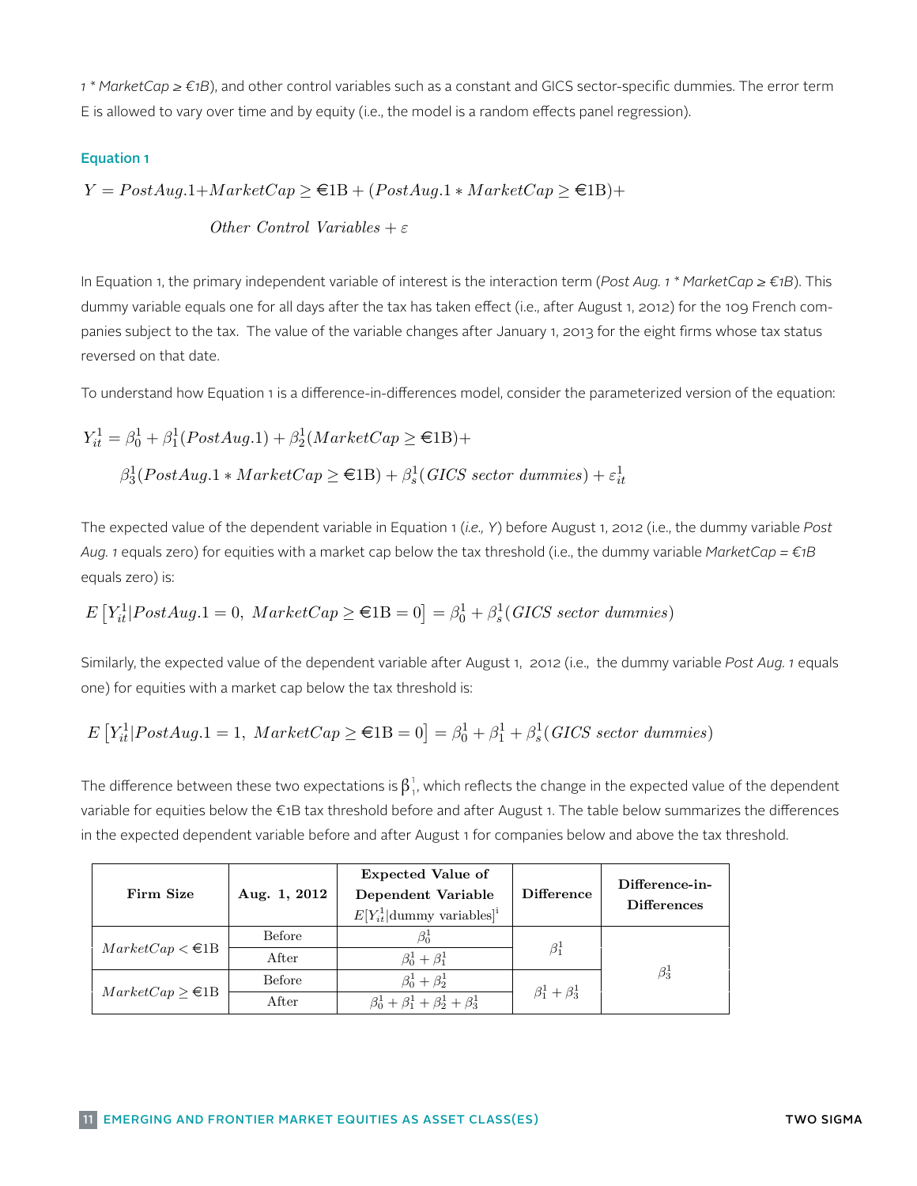1 * *MarketCap ≥ €1B*), and other control variables such as a constant and GICS sector-specific dummies. The error term Ε is allowed to vary over time and by equity (i.e., the model is a random effects panel regression).

#### Equation 1

$$Y = PostAug.1 + MarketCap \geq €1\text{B} + (PostAug.1 * MarketCap \geq €1\text{B}) +$$
$$Other\ Control\ Variables + \varepsilon$$

In Equation 1, the primary independent variable of interest is the interaction term (*Post Aug. 1 * MarketCap ≥ €1B*). This dummy variable equals one for all days after the tax has taken effect (i.e., after August 1, 2012) for the 109 French companies subject to the tax. The value of the variable changes after January 1, 2013 for the eight firms whose tax status reversed on that date.

To understand how Equation 1 is a difference-in-differences model, consider the parameterized version of the equation:

$$Y_{it}^1 = \beta_0^1 + \beta_1^1(PostAug.1) + \beta_2^1(MarketCap \geq €1\text{B}) +$$
$$\beta_3^1(PostAug.1 * MarketCap \geq €1\text{B}) + \beta_s^1(GICS\ sector\ dummies) + \varepsilon_{it}^1$$

The expected value of the dependent variable in Equation 1 (*i.e., Y*) before August 1, 2012 (i.e., the dummy variable *Post Aug. 1* equals zero) for equities with a market cap below the tax threshold (i.e., the dummy variable *MarketCap = €1B* equals zero) is:

$$E\left[Y_{it}^1 | PostAug.1 = 0,\ MarketCap \geq €1\text{B} = 0\right] = \beta_0^1 + \beta_s^1(GICS\ sector\ dummies)$$

Similarly, the expected value of the dependent variable after August 1, 2012 (i.e., the dummy variable *Post Aug. 1* equals one) for equities with a market cap below the tax threshold is:

$$E\left[Y_{it}^1 | PostAug.1 = 1,\ MarketCap \geq €1\text{B} = 0\right] = \beta_0^1 + \beta_1^1 + \beta_s^1(GICS\ sector\ dummies)$$

The difference between these two expectations is $\beta_1^1$, which reflects the change in the expected value of the dependent variable for equities below the €1B tax threshold before and after August 1. The table below summarizes the differences in the expected dependent variable before and after August 1 for companies below and above the tax threshold.

| Firm Size | Aug. 1, 2012 | Expected Value of Dependent Variable $E[Y_{it}^1 \mid \text{dummy variables}]^1$ | Difference | Difference-in-Differences |
|---|---|---|---|---|
| $MarketCap < €1\text{B}$ | Before | $\beta_0^1$ | $\beta_1^1$ | $\beta_3^1$ |
| | After | $\beta_0^1 + \beta_1^1$ | | |
| $MarketCap \geq €1\text{B}$ | Before | $\beta_0^1 + \beta_2^1$ | $\beta_1^1 + \beta_3^1$ | |
| | After | $\beta_0^1 + \beta_1^1 + \beta_2^1 + \beta_3^1$ | | |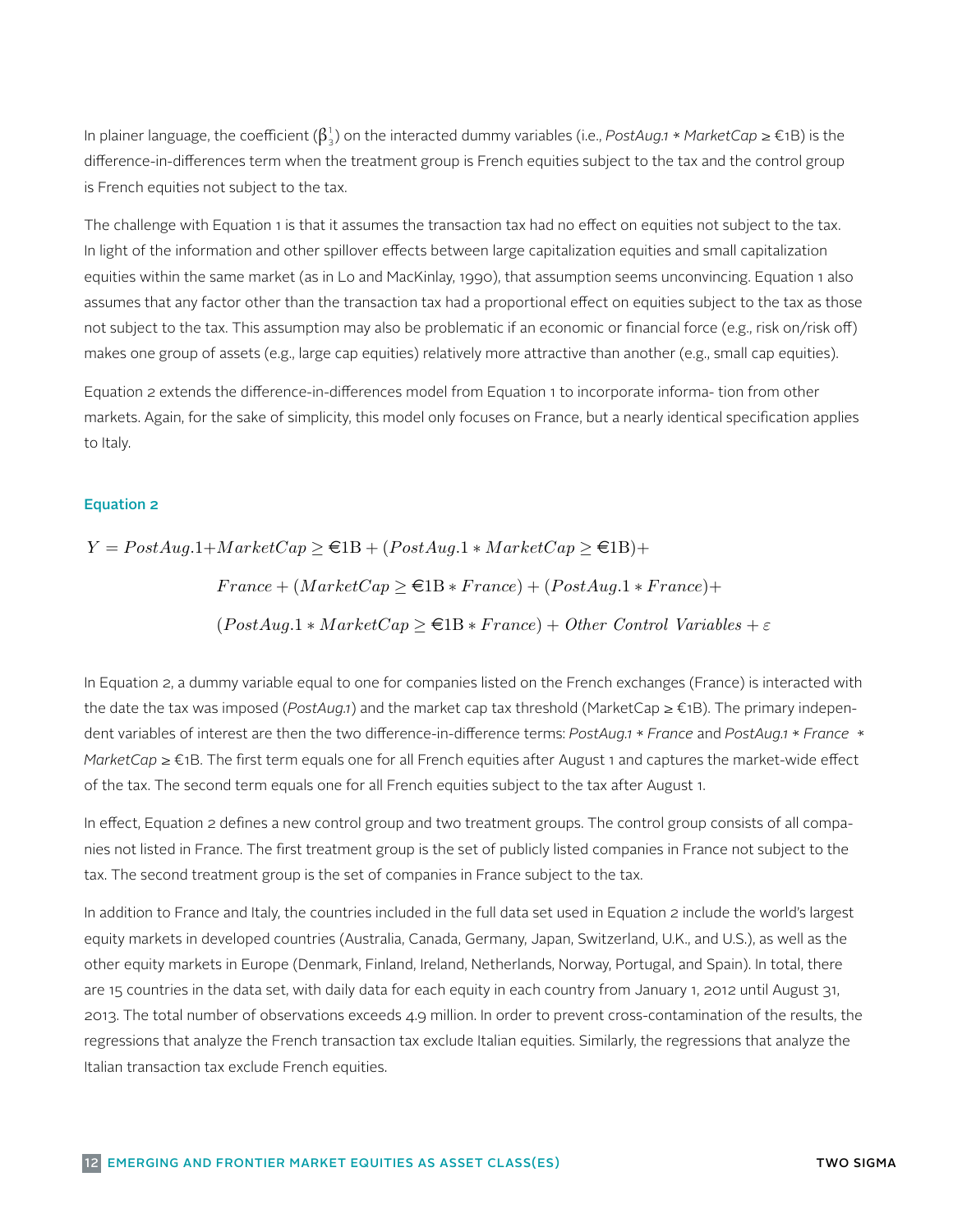In plainer language, the coefficient ($\beta_3^1$) on the interacted dummy variables (i.e., *PostAug.1* * *MarketCap* ≥ €1B) is the difference-in-differences term when the treatment group is French equities subject to the tax and the control group is French equities not subject to the tax.

The challenge with Equation 1 is that it assumes the transaction tax had no effect on equities not subject to the tax. In light of the information and other spillover effects between large capitalization equities and small capitalization equities within the same market (as in Lo and MacKinlay, 1990), that assumption seems unconvincing. Equation 1 also assumes that any factor other than the transaction tax had a proportional effect on equities subject to the tax as those not subject to the tax. This assumption may also be problematic if an economic or financial force (e.g., risk on/risk off) makes one group of assets (e.g., large cap equities) relatively more attractive than another (e.g., small cap equities).

Equation 2 extends the difference-in-differences model from Equation 1 to incorporate informa- tion from other markets. Again, for the sake of simplicity, this model only focuses on France, but a nearly identical specification applies to Italy.

### Equation 2

$$
\begin{aligned}
Y = PostAug.1 + MarketCap \geq \text{€}1\text{B} + (PostAug.1 * MarketCap \geq \text{€}1\text{B}) + \\
France + (MarketCap \geq \text{€}1\text{B} * France) + (PostAug.1 * France) + \\
(PostAug.1 * MarketCap \geq \text{€}1\text{B} * France) + \textit{Other Control Variables} + \varepsilon
\end{aligned}
$$

In Equation 2, a dummy variable equal to one for companies listed on the French exchanges (France) is interacted with the date the tax was imposed (*PostAug.1*) and the market cap tax threshold (MarketCap ≥ €1B). The primary independent variables of interest are then the two difference-in-difference terms: *PostAug.1* * *France* and *PostAug.1* * *France* * *MarketCap* ≥ €1B. The first term equals one for all French equities after August 1 and captures the market-wide effect of the tax. The second term equals one for all French equities subject to the tax after August 1.

In effect, Equation 2 defines a new control group and two treatment groups. The control group consists of all companies not listed in France. The first treatment group is the set of publicly listed companies in France not subject to the tax. The second treatment group is the set of companies in France subject to the tax.

In addition to France and Italy, the countries included in the full data set used in Equation 2 include the world's largest equity markets in developed countries (Australia, Canada, Germany, Japan, Switzerland, U.K., and U.S.), as well as the other equity markets in Europe (Denmark, Finland, Ireland, Netherlands, Norway, Portugal, and Spain). In total, there are 15 countries in the data set, with daily data for each equity in each country from January 1, 2012 until August 31, 2013. The total number of observations exceeds 4.9 million. In order to prevent cross-contamination of the results, the regressions that analyze the French transaction tax exclude Italian equities. Similarly, the regressions that analyze the Italian transaction tax exclude French equities.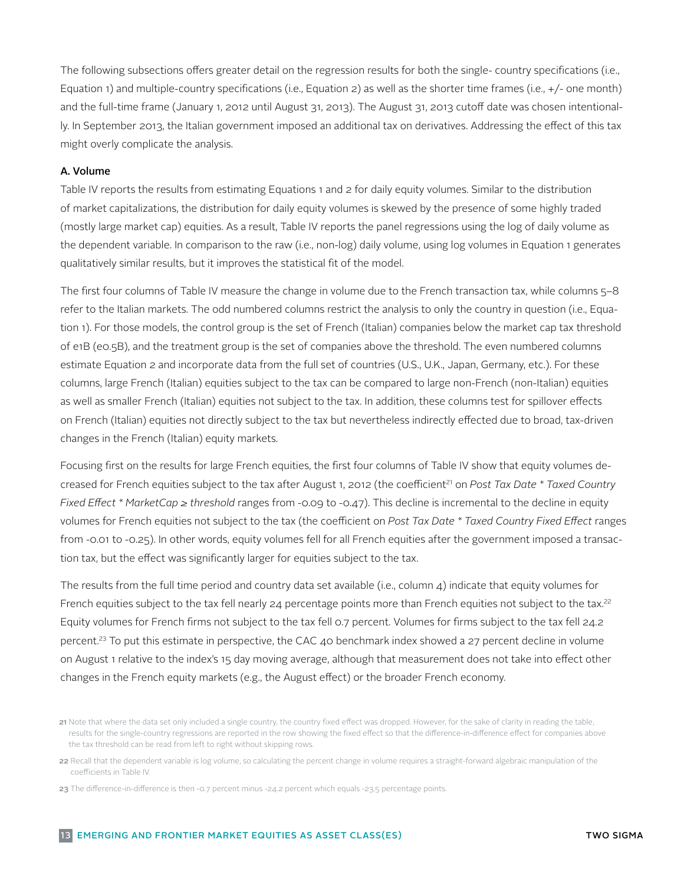The following subsections offers greater detail on the regression results for both the single- country specifications (i.e., Equation 1) and multiple-country specifications (i.e., Equation 2) as well as the shorter time frames (i.e., +/- one month) and the full-time frame (January 1, 2012 until August 31, 2013). The August 31, 2013 cutoff date was chosen intentionally. In September 2013, the Italian government imposed an additional tax on derivatives. Addressing the effect of this tax might overly complicate the analysis.

**A. Volume**

Table IV reports the results from estimating Equations 1 and 2 for daily equity volumes. Similar to the distribution of market capitalizations, the distribution for daily equity volumes is skewed by the presence of some highly traded (mostly large market cap) equities. As a result, Table IV reports the panel regressions using the log of daily volume as the dependent variable. In comparison to the raw (i.e., non-log) daily volume, using log volumes in Equation 1 generates qualitatively similar results, but it improves the statistical fit of the model.

The first four columns of Table IV measure the change in volume due to the French transaction tax, while columns 5–8 refer to the Italian markets. The odd numbered columns restrict the analysis to only the country in question (i.e., Equation 1). For those models, the control group is the set of French (Italian) companies below the market cap tax threshold of e1B (e0.5B), and the treatment group is the set of companies above the threshold. The even numbered columns estimate Equation 2 and incorporate data from the full set of countries (U.S., U.K., Japan, Germany, etc.). For these columns, large French (Italian) equities subject to the tax can be compared to large non-French (non-Italian) equities as well as smaller French (Italian) equities not subject to the tax. In addition, these columns test for spillover effects on French (Italian) equities not directly subject to the tax but nevertheless indirectly effected due to broad, tax-driven changes in the French (Italian) equity markets.

Focusing first on the results for large French equities, the first four columns of Table IV show that equity volumes decreased for French equities subject to the tax after August 1, 2012 (the coefficient[21] on *Post Tax Date * Taxed Country Fixed Effect * MarketCap ≥ threshold* ranges from -0.09 to -0.47). This decline is incremental to the decline in equity volumes for French equities not subject to the tax (the coefficient on *Post Tax Date * Taxed Country Fixed Effect* ranges from -0.01 to -0.25). In other words, equity volumes fell for all French equities after the government imposed a transaction tax, but the effect was significantly larger for equities subject to the tax.

The results from the full time period and country data set available (i.e., column 4) indicate that equity volumes for French equities subject to the tax fell nearly 24 percentage points more than French equities not subject to the tax.[22] Equity volumes for French firms not subject to the tax fell 0.7 percent. Volumes for firms subject to the tax fell 24.2 percent.[23] To put this estimate in perspective, the CAC 40 benchmark index showed a 27 percent decline in volume on August 1 relative to the index's 15 day moving average, although that measurement does not take into effect other changes in the French equity markets (e.g., the August effect) or the broader French economy.

[21] Note that where the data set only included a single country, the country fixed effect was dropped. However, for the sake of clarity in reading the table, results for the single-country regressions are reported in the row showing the fixed effect so that the difference-in-difference effect for companies above the tax threshold can be read from left to right without skipping rows.

[22] Recall that the dependent variable is log volume, so calculating the percent change in volume requires a straight-forward algebraic manipulation of the coefficients in Table IV.

[23] The difference-in-difference is then -0.7 percent minus -24.2 percent which equals -23.5 percentage points.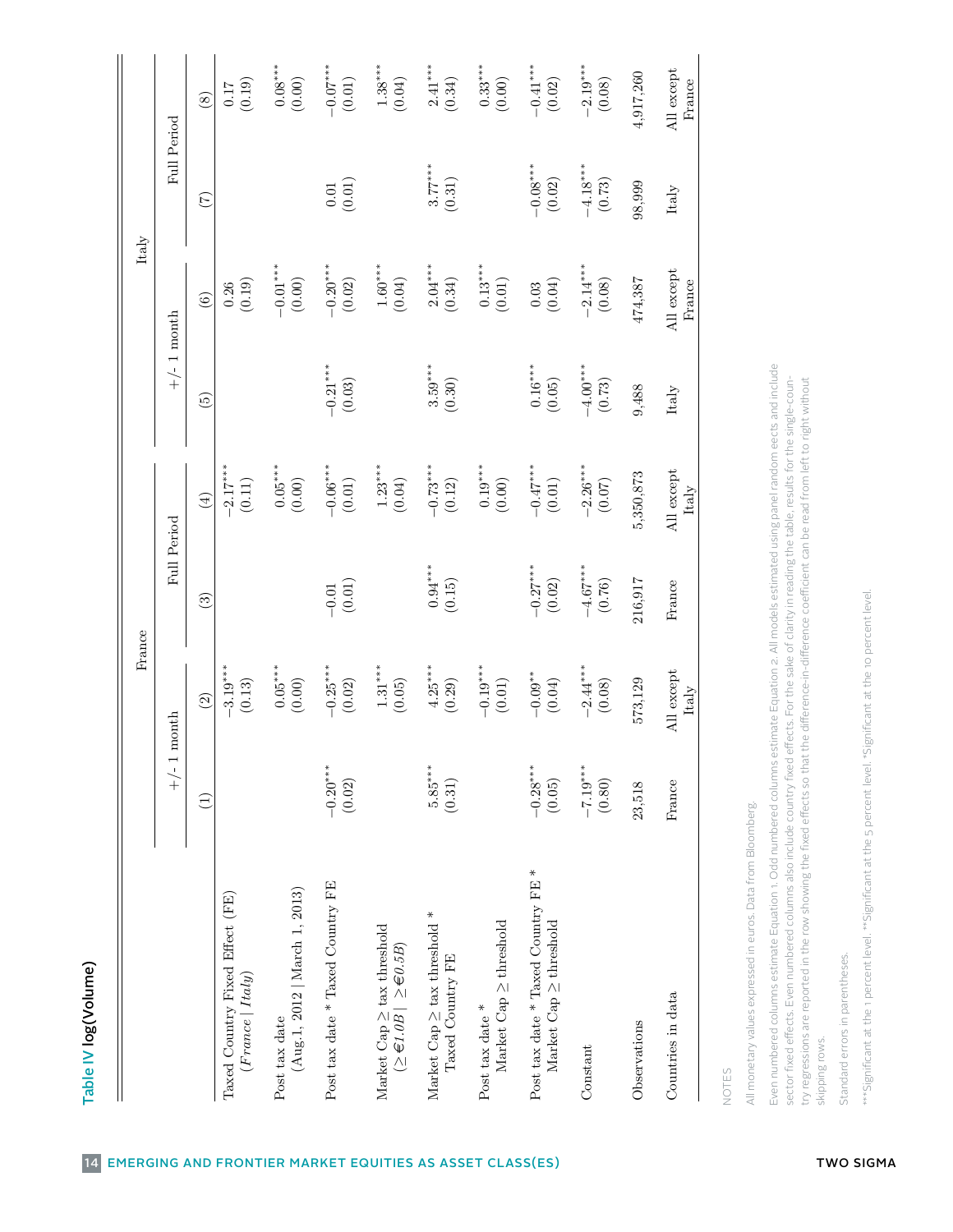## Table IV log(Volume)

| | France | | | | Italy | | | |
|---|---|---|---|---|---|---|---|---|
| | +/- 1 month | | Full Period | | +/- 1 month | | Full Period | |
| | (1) | (2) | (3) | (4) | (5) | (6) | (7) | (8) |
| Taxed Country Fixed Effect (FE) (*France* \| *Italy*) | | $-3.19^{***}$ (0.13) | | $-2.17^{***}$ (0.11) | | 0.26 (0.19) | | 0.17 (0.19) |
| Post tax date (Aug.1, 2012 \| March 1, 2013) | | $0.05^{***}$ (0.00) | | $0.05^{***}$ (0.00) | | $-0.01^{***}$ (0.00) | | $0.08^{***}$ (0.00) |
| Post tax date * Taxed Country FE | $-0.20^{***}$ (0.02) | $-0.25^{***}$ (0.02) | $-0.01$ (0.01) | $-0.06^{***}$ (0.01) | $-0.21^{***}$ (0.03) | $-0.20^{***}$ (0.02) | 0.01 (0.01) | $-0.07^{***}$ (0.01) |
| Market Cap $\geq$ tax threshold ($\geq$ *€1.0B* \| $\geq$ *€0.5B*) | | $1.31^{***}$ (0.05) | | $1.23^{***}$ (0.04) | | $1.60^{***}$ (0.04) | | $1.38^{***}$ (0.04) |
| Market Cap $\geq$ tax threshold * Taxed Country FE | $5.85^{***}$ (0.31) | $4.25^{***}$ (0.29) | $0.94^{***}$ (0.15) | $-0.73^{***}$ (0.12) | $3.59^{***}$ (0.30) | $2.04^{***}$ (0.34) | $3.77^{***}$ (0.31) | $2.41^{***}$ (0.34) |
| Post tax date * Market Cap $\geq$ threshold | | $-0.19^{***}$ (0.01) | | $0.19^{***}$ (0.00) | | $0.13^{***}$ (0.01) | | $0.33^{***}$ (0.00) |
| Post tax date * Taxed Country FE * Market Cap $\geq$ threshold | $-0.28^{***}$ (0.05) | $-0.09^{**}$ (0.04) | $-0.27^{***}$ (0.02) | $-0.47^{***}$ (0.01) | $0.16^{***}$ (0.05) | 0.03 (0.04) | $-0.08^{***}$ (0.02) | $-0.41^{***}$ (0.02) |
| Constant | $-7.19^{***}$ (0.80) | $-2.44^{***}$ (0.08) | $-4.67^{***}$ (0.76) | $-2.26^{***}$ (0.07) | $-4.00^{***}$ (0.73) | $-2.14^{***}$ (0.08) | $-4.18^{***}$ (0.73) | $-2.19^{***}$ (0.08) |
| Observations | 23,518 | 573,129 | 216,917 | 5,350,873 | 9,488 | 474,387 | 98,999 | 4,917,260 |
| Countries in data | France | All except Italy | France | All except Italy | Italy | All except France | Italy | All except France |

NOTES

All monetary values expressed in euros. Data from Bloomberg.

Even numbered columns estimate Equation 1. Odd numbered columns estimate Equation 2. All models estimated using panel random eects and include sector fixed effects. Even numbered columns also include country fixed effects. For the sake of clarity in reading the table, results for the single-country regressions are reported in the row showing the fixed effects so that the difference-in-difference coefficient can be read from left to right without skipping rows.

Standard errors in parentheses.

***Significant at the 1 percent level. **Significant at the 5 percent level. *Significant at the 10 percent level.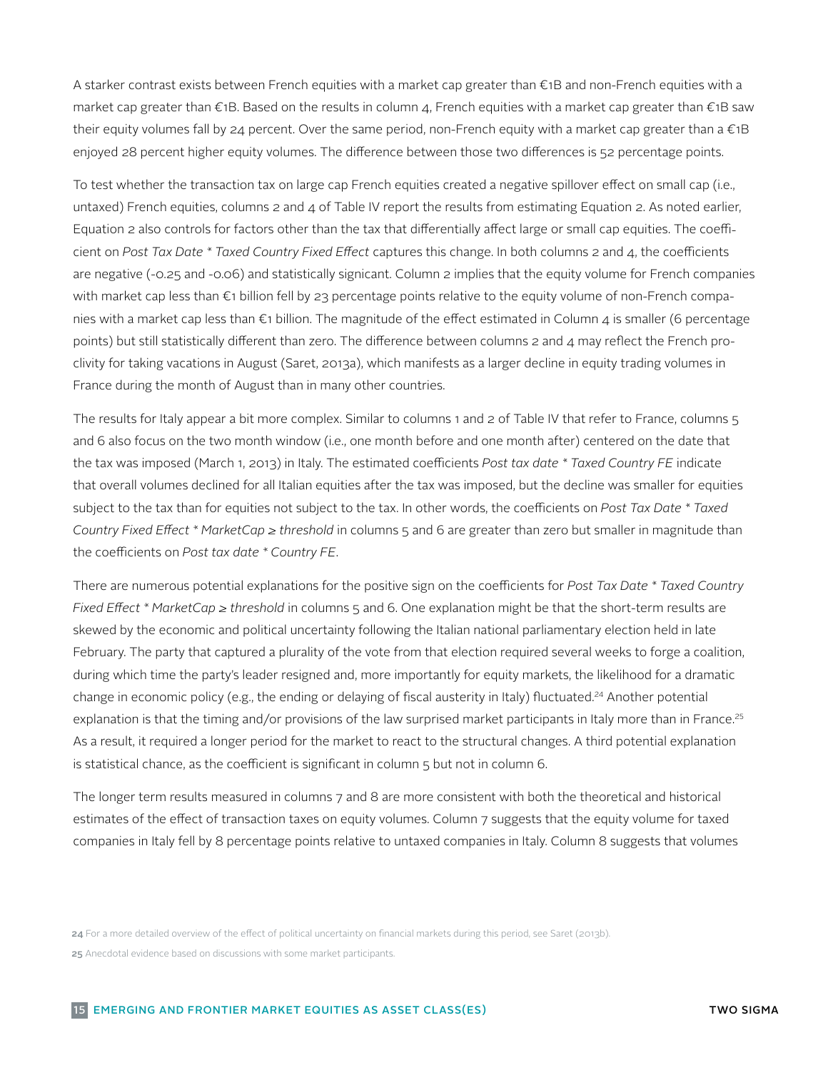A starker contrast exists between French equities with a market cap greater than €1B and non-French equities with a market cap greater than €1B. Based on the results in column 4, French equities with a market cap greater than €1B saw their equity volumes fall by 24 percent. Over the same period, non-French equity with a market cap greater than a €1B enjoyed 28 percent higher equity volumes. The difference between those two differences is 52 percentage points.

To test whether the transaction tax on large cap French equities created a negative spillover effect on small cap (i.e., untaxed) French equities, columns 2 and 4 of Table IV report the results from estimating Equation 2. As noted earlier, Equation 2 also controls for factors other than the tax that differentially affect large or small cap equities. The coefficient on *Post Tax Date * Taxed Country Fixed Effect* captures this change. In both columns 2 and 4, the coefficients are negative (-0.25 and -0.06) and statistically signicant. Column 2 implies that the equity volume for French companies with market cap less than €1 billion fell by 23 percentage points relative to the equity volume of non-French companies with a market cap less than €1 billion. The magnitude of the effect estimated in Column 4 is smaller (6 percentage points) but still statistically different than zero. The difference between columns 2 and 4 may reflect the French proclivity for taking vacations in August (Saret, 2013a), which manifests as a larger decline in equity trading volumes in France during the month of August than in many other countries.

The results for Italy appear a bit more complex. Similar to columns 1 and 2 of Table IV that refer to France, columns 5 and 6 also focus on the two month window (i.e., one month before and one month after) centered on the date that the tax was imposed (March 1, 2013) in Italy. The estimated coefficients *Post tax date * Taxed Country FE* indicate that overall volumes declined for all Italian equities after the tax was imposed, but the decline was smaller for equities subject to the tax than for equities not subject to the tax. In other words, the coefficients on *Post Tax Date * Taxed Country Fixed Effect * MarketCap ≥ threshold* in columns 5 and 6 are greater than zero but smaller in magnitude than the coefficients on *Post tax date * Country FE*.

There are numerous potential explanations for the positive sign on the coefficients for *Post Tax Date * Taxed Country Fixed Effect * MarketCap ≥ threshold* in columns 5 and 6. One explanation might be that the short-term results are skewed by the economic and political uncertainty following the Italian national parliamentary election held in late February. The party that captured a plurality of the vote from that election required several weeks to forge a coalition, during which time the party's leader resigned and, more importantly for equity markets, the likelihood for a dramatic change in economic policy (e.g., the ending or delaying of fiscal austerity in Italy) fluctuated.[24] Another potential explanation is that the timing and/or provisions of the law surprised market participants in Italy more than in France.[25] As a result, it required a longer period for the market to react to the structural changes. A third potential explanation is statistical chance, as the coefficient is significant in column 5 but not in column 6.

The longer term results measured in columns 7 and 8 are more consistent with both the theoretical and historical estimates of the effect of transaction taxes on equity volumes. Column 7 suggests that the equity volume for taxed companies in Italy fell by 8 percentage points relative to untaxed companies in Italy. Column 8 suggests that volumes

[24] For a more detailed overview of the effect of political uncertainty on financial markets during this period, see Saret (2013b).

[25] Anecdotal evidence based on discussions with some market participants.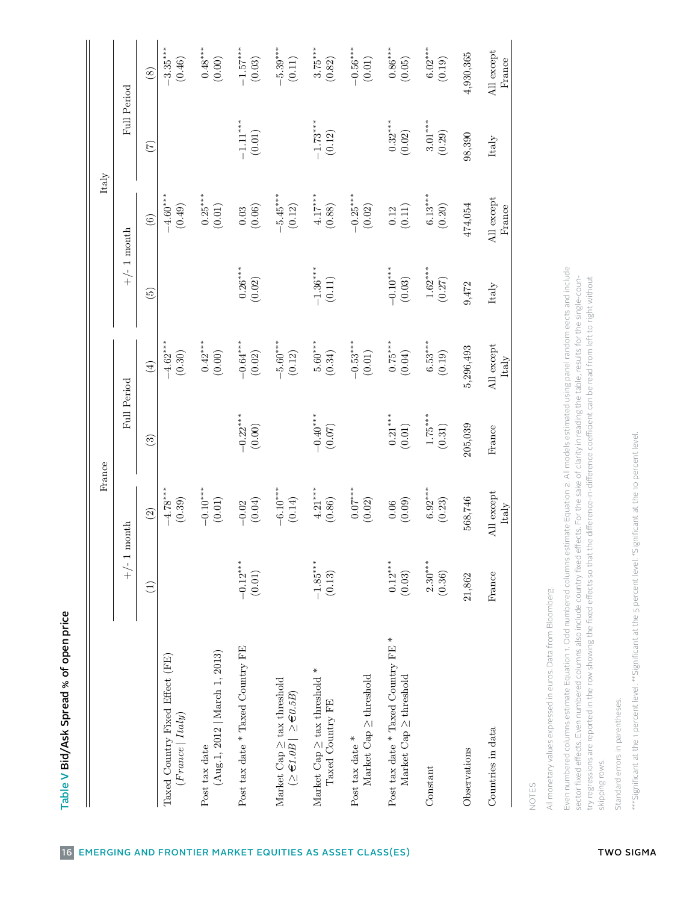**Table V** Bid/Ask Spread % of open price

| | France | | | | Italy | | | |
|---|---|---|---|---|---|---|---|---|
| | +/- 1 month | | Full Period | | +/- 1 month | | Full Period | |
| | (1) | (2) | (3) | (4) | (5) | (6) | (7) | (8) |
| Taxed Country Fixed Effect (FE) (*France* \| *Italy*) | | $-4.78^{***}$ (0.39) | | $-4.62^{***}$ (0.30) | | $-4.60^{***}$ (0.49) | | $-3.35^{***}$ (0.46) |
| Post tax date (Aug.1, 2012 \| March 1, 2013) | | $-0.10^{***}$ (0.01) | | $0.42^{***}$ (0.00) | | $0.25^{***}$ (0.01) | | $0.48^{***}$ (0.00) |
| Post tax date * Taxed Country FE | $-0.12^{***}$ (0.01) | $-0.02$ (0.04) | $-0.22^{***}$ (0.00) | $-0.64^{***}$ (0.02) | $0.26^{***}$ (0.02) | 0.03 (0.06) | $-1.11^{***}$ (0.01) | $-1.57^{***}$ (0.03) |
| Market Cap $\geq$ tax threshold ($\geq$ €*1.0B* \| $\geq$ €*0.5B*) | | $-6.10^{***}$ (0.14) | | $-5.60^{***}$ (0.12) | | $-5.45^{***}$ (0.12) | | $-5.39^{***}$ (0.11) |
| Market Cap $\geq$ tax threshold * Taxed Country FE | $-1.85^{***}$ (0.13) | $4.21^{***}$ (0.86) | $-0.40^{***}$ (0.07) | $5.60^{***}$ (0.34) | $-1.36^{***}$ (0.11) | $4.17^{***}$ (0.88) | $-1.73^{***}$ (0.12) | $3.75^{***}$ (0.82) |
| Post tax date * Market Cap $\geq$ threshold | | $0.07^{***}$ (0.02) | | $-0.53^{***}$ (0.01) | | $-0.25^{***}$ (0.02) | | $-0.56^{***}$ (0.01) |
| Post tax date * Taxed Country FE * Market Cap $\geq$ threshold | $0.12^{***}$ (0.03) | 0.06 (0.09) | $0.21^{***}$ (0.01) | $0.75^{***}$ (0.04) | $-0.10^{***}$ (0.03) | 0.12 (0.11) | $0.32^{***}$ (0.02) | $0.86^{***}$ (0.05) |
| Constant | $2.30^{***}$ (0.36) | $6.92^{***}$ (0.23) | $1.75^{***}$ (0.31) | $6.53^{***}$ (0.19) | $1.62^{***}$ (0.27) | $6.13^{***}$ (0.20) | $3.01^{***}$ (0.29) | $6.02^{***}$ (0.19) |
| Observations | 21,862 | 568,746 | 205,039 | 5,296,493 | 9,472 | 474,054 | 98,390 | 4,930,365 |
| Countries in data | France | All except Italy | France | All except Italy | Italy | All except France | Italy | All except France |

NOTES

All monetary values expressed in euros. Data from Bloomberg.

Even numbered columns estimate Equation 1. Odd numbered columns estimate Equation 2. All models estimated using panel random eects and include sector fixed effects. Even numbered columns also include country fixed effects. For the sake of clarity in reading the table, results for the single-country regressions are reported in the row showing the fixed effects so that the difference-in-difference coefficient can be read from left to right without skipping rows.

Standard errors in parentheses.

***Significant at the 1 percent level. **Significant at the 5 percent level. *Significant at the 10 percent level.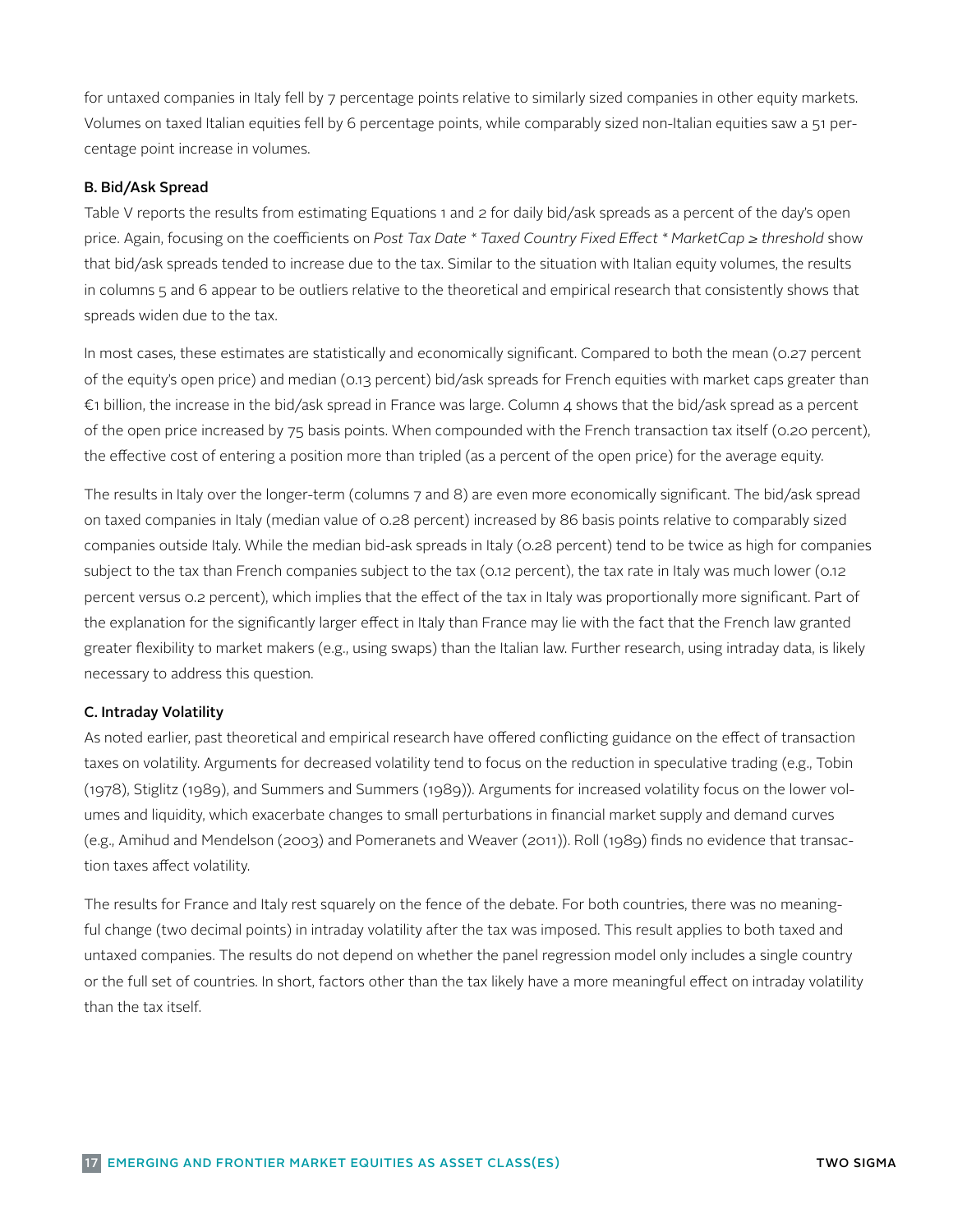for untaxed companies in Italy fell by 7 percentage points relative to similarly sized companies in other equity markets. Volumes on taxed Italian equities fell by 6 percentage points, while comparably sized non-Italian equities saw a 51 percentage point increase in volumes.

### B. Bid/Ask Spread

Table V reports the results from estimating Equations 1 and 2 for daily bid/ask spreads as a percent of the day's open price. Again, focusing on the coefficients on *Post Tax Date \* Taxed Country Fixed Effect \* MarketCap ≥ threshold* show that bid/ask spreads tended to increase due to the tax. Similar to the situation with Italian equity volumes, the results in columns 5 and 6 appear to be outliers relative to the theoretical and empirical research that consistently shows that spreads widen due to the tax.

In most cases, these estimates are statistically and economically significant. Compared to both the mean (0.27 percent of the equity's open price) and median (0.13 percent) bid/ask spreads for French equities with market caps greater than €1 billion, the increase in the bid/ask spread in France was large. Column 4 shows that the bid/ask spread as a percent of the open price increased by 75 basis points. When compounded with the French transaction tax itself (0.20 percent), the effective cost of entering a position more than tripled (as a percent of the open price) for the average equity.

The results in Italy over the longer-term (columns 7 and 8) are even more economically significant. The bid/ask spread on taxed companies in Italy (median value of 0.28 percent) increased by 86 basis points relative to comparably sized companies outside Italy. While the median bid-ask spreads in Italy (0.28 percent) tend to be twice as high for companies subject to the tax than French companies subject to the tax (0.12 percent), the tax rate in Italy was much lower (0.12 percent versus 0.2 percent), which implies that the effect of the tax in Italy was proportionally more significant. Part of the explanation for the significantly larger effect in Italy than France may lie with the fact that the French law granted greater flexibility to market makers (e.g., using swaps) than the Italian law. Further research, using intraday data, is likely necessary to address this question.

### C. Intraday Volatility

As noted earlier, past theoretical and empirical research have offered conflicting guidance on the effect of transaction taxes on volatility. Arguments for decreased volatility tend to focus on the reduction in speculative trading (e.g., Tobin (1978), Stiglitz (1989), and Summers and Summers (1989)). Arguments for increased volatility focus on the lower volumes and liquidity, which exacerbate changes to small perturbations in financial market supply and demand curves (e.g., Amihud and Mendelson (2003) and Pomeranets and Weaver (2011)). Roll (1989) finds no evidence that transaction taxes affect volatility.

The results for France and Italy rest squarely on the fence of the debate. For both countries, there was no meaningful change (two decimal points) in intraday volatility after the tax was imposed. This result applies to both taxed and untaxed companies. The results do not depend on whether the panel regression model only includes a single country or the full set of countries. In short, factors other than the tax likely have a more meaningful effect on intraday volatility than the tax itself.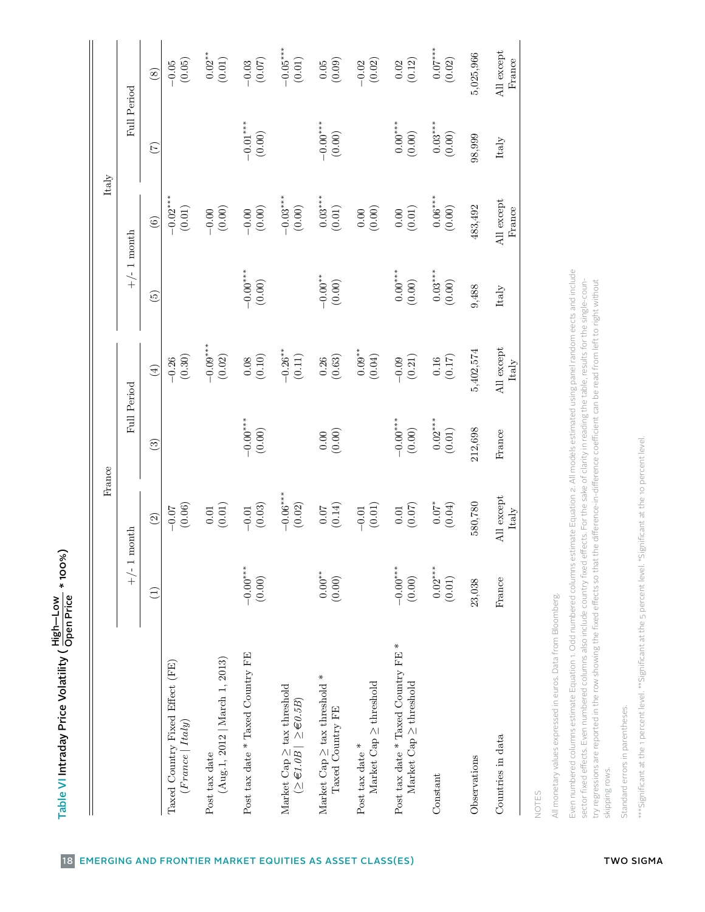**Table VI Intraday Price Volatility ($\frac{\text{High}-\text{Low}}{\text{Open Price}}$ * 100%)**

| | France | | | | Italy | | | |
|---|---|---|---|---|---|---|---|---|
| | +/- 1 month | | Full Period | | +/- 1 month | | Full Period | |
| | (1) | (2) | (3) | (4) | (5) | (6) | (7) | (8) |
| Taxed Country Fixed Effect (FE) (*France* \| *Italy*) | | −0.07 (0.06) | | −0.26 (0.30) | | −0.02*** (0.01) | | −0.05 (0.05) |
| Post tax date (Aug.1, 2012 \| March 1, 2013) | | 0.01 (0.01) | | −0.09*** (0.02) | | −0.00 (0.00) | | 0.02** (0.01) |
| Post tax date * Taxed Country FE | −0.00*** (0.00) | −0.01 (0.03) | −0.00*** (0.00) | 0.08 (0.10) | −0.00*** (0.00) | −0.00 (0.00) | −0.01*** (0.00) | −0.03 (0.07) |
| Market Cap ≥ tax threshold (≥ €1.0B \| ≥ €0.5B) | | −0.06*** (0.02) | | −0.26** (0.11) | | −0.03*** (0.00) | | −0.05*** (0.01) |
| Market Cap ≥ tax threshold * Taxed Country FE | 0.00** (0.00) | 0.07 (0.14) | 0.00 (0.00) | 0.26 (0.63) | −0.00** (0.00) | 0.03*** (0.01) | −0.00*** (0.00) | 0.05 (0.09) |
| Post tax date * Market Cap ≥ threshold | | −0.01 (0.01) | | 0.09** (0.04) | | 0.00 (0.00) | | −0.02 (0.02) |
| Post tax date * Taxed Country FE * Market Cap ≥ threshold | −0.00*** (0.00) | 0.01 (0.07) | −0.00*** (0.00) | −0.09 (0.21) | 0.00*** (0.00) | 0.00 (0.01) | 0.00*** (0.00) | 0.02 (0.12) |
| Constant | 0.02*** (0.01) | 0.07* (0.04) | 0.02*** (0.01) | 0.16 (0.17) | 0.03*** (0.00) | 0.06*** (0.00) | 0.03*** (0.00) | 0.07*** (0.02) |
| Observations | 23,038 | 580,780 | 212,698 | 5,402,574 | 9,488 | 483,492 | 98,999 | 5,025,966 |
| Countries in data | France | All except Italy | France | All except Italy | Italy | All except France | Italy | All except France |

NOTES

All monetary values expressed in euros. Data from Bloomberg.

Even numbered columns estimate Equation 2. All models estimated using panel random eects and include sector fixed effects. Even numbered columns also include country fixed effects. For the sake of clarity in reading the table, results for the single-country regressions are reported in the row showing the fixed effects so that the difference-in-difference coefficient can be read from left to right without skipping rows.

Odd numbered columns estimate Equation 1.

Standard errors in parentheses.

***Significant at the 1 percent level. **Significant at the 5 percent level. *Significant at the 10 percent level.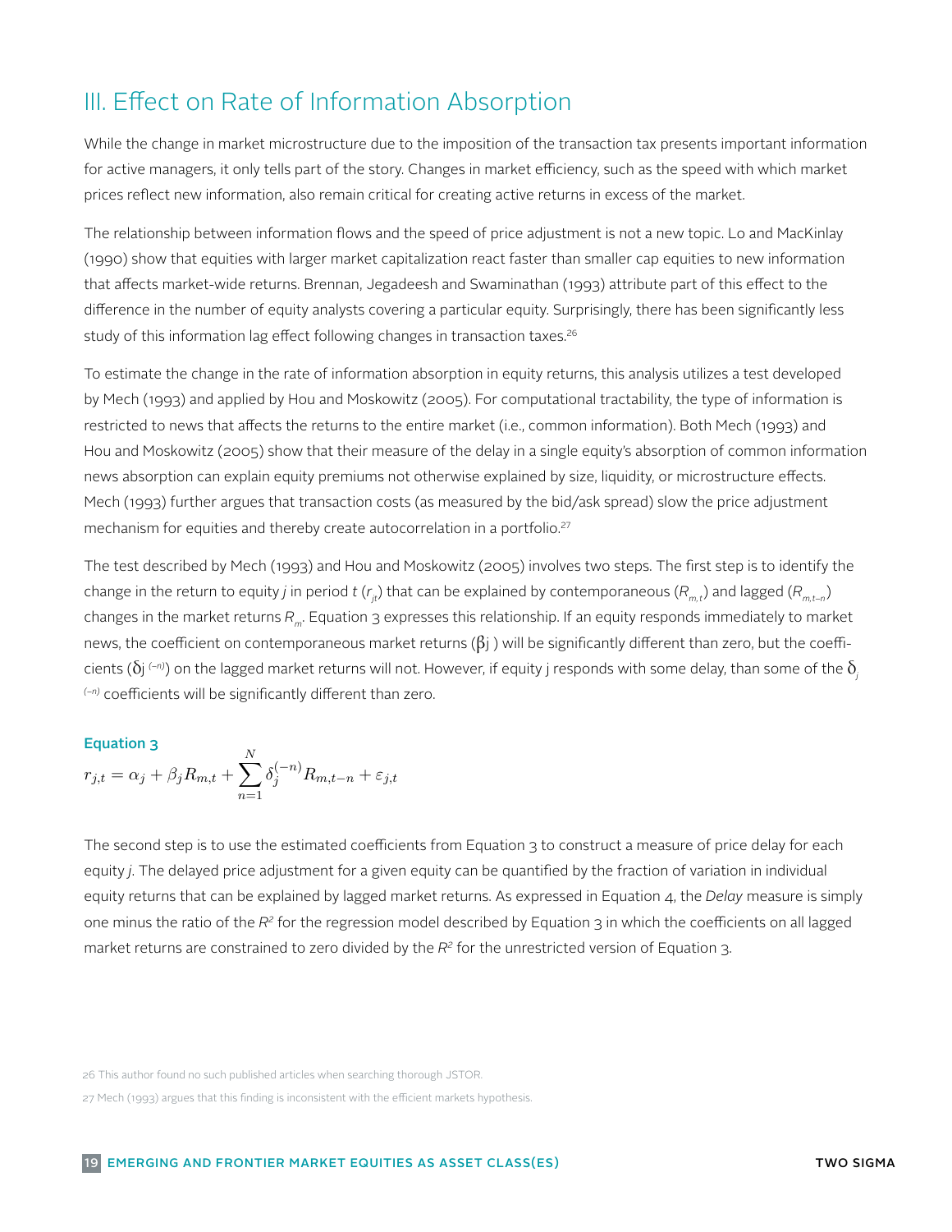## III. Effect on Rate of Information Absorption

While the change in market microstructure due to the imposition of the transaction tax presents important information for active managers, it only tells part of the story. Changes in market efficiency, such as the speed with which market prices reflect new information, also remain critical for creating active returns in excess of the market.

The relationship between information flows and the speed of price adjustment is not a new topic. Lo and MacKinlay (1990) show that equities with larger market capitalization react faster than smaller cap equities to new information that affects market-wide returns. Brennan, Jegadeesh and Swaminathan (1993) attribute part of this effect to the difference in the number of equity analysts covering a particular equity. Surprisingly, there has been significantly less study of this information lag effect following changes in transaction taxes.[26]

To estimate the change in the rate of information absorption in equity returns, this analysis utilizes a test developed by Mech (1993) and applied by Hou and Moskowitz (2005). For computational tractability, the type of information is restricted to news that affects the returns to the entire market (i.e., common information). Both Mech (1993) and Hou and Moskowitz (2005) show that their measure of the delay in a single equity's absorption of common information news absorption can explain equity premiums not otherwise explained by size, liquidity, or microstructure effects. Mech (1993) further argues that transaction costs (as measured by the bid/ask spread) slow the price adjustment mechanism for equities and thereby create autocorrelation in a portfolio.[27]

The test described by Mech (1993) and Hou and Moskowitz (2005) involves two steps. The first step is to identify the change in the return to equity *j* in period *t* ($r_{jt}$) that can be explained by contemporaneous ($R_{m,t}$) and lagged ($R_{m,t-n}$) changes in the market returns $R_m$. Equation 3 expresses this relationship. If an equity responds immediately to market news, the coefficient on contemporaneous market returns ($\beta_j$) will be significantly different than zero, but the coefficients ($\delta_j^{(-n)}$) on the lagged market returns will not. However, if equity j responds with some delay, than some of the $\delta_j^{(-n)}$ coefficients will be significantly different than zero.

**Equation 3**

$$r_{j,t} = \alpha_j + \beta_j R_{m,t} + \sum_{n=1}^{N} \delta_j^{(-n)} R_{m,t-n} + \varepsilon_{j,t}$$

The second step is to use the estimated coefficients from Equation 3 to construct a measure of price delay for each equity *j*. The delayed price adjustment for a given equity can be quantified by the fraction of variation in individual equity returns that can be explained by lagged market returns. As expressed in Equation 4, the *Delay* measure is simply one minus the ratio of the $R^2$ for the regression model described by Equation 3 in which the coefficients on all lagged market returns are constrained to zero divided by the $R^2$ for the unrestricted version of Equation 3.

26 This author found no such published articles when searching thorough JSTOR.

27 Mech (1993) argues that this finding is inconsistent with the efficient markets hypothesis.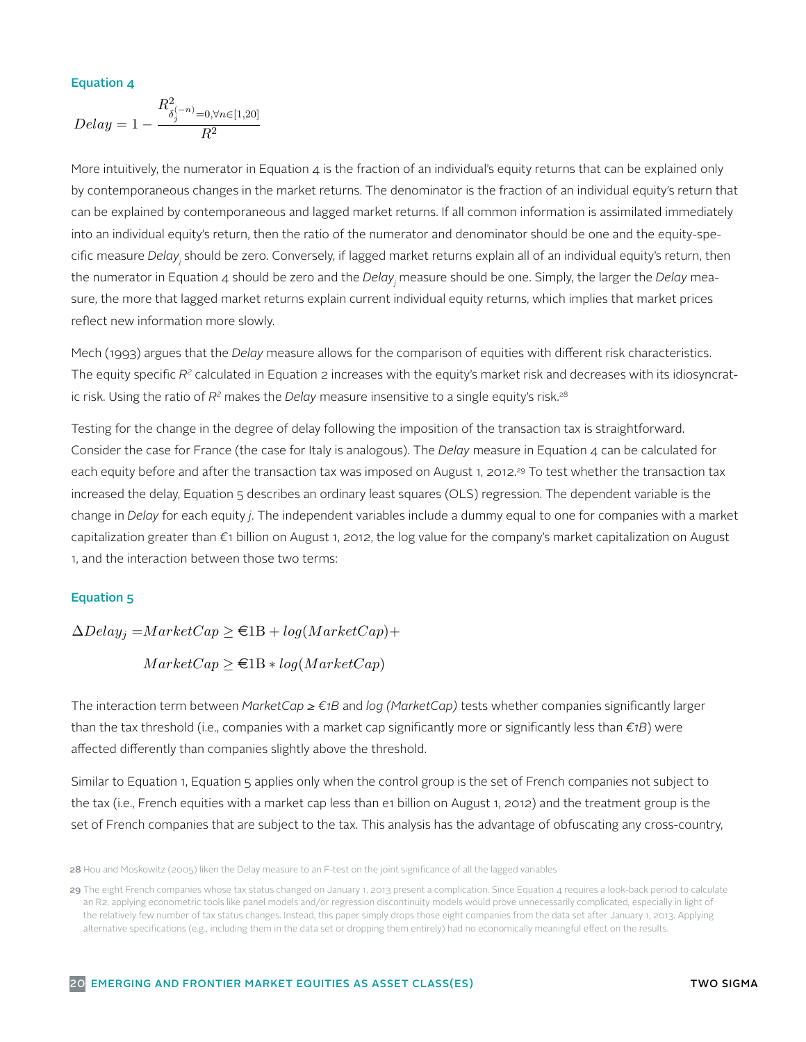### Equation 4

$$Delay = 1 - \frac{R^2_{\delta_j^{(-n)}=0, \forall n \in [1,20]}}{R^2}$$

More intuitively, the numerator in Equation 4 is the fraction of an individual's equity returns that can be explained only by contemporaneous changes in the market returns. The denominator is the fraction of an individual equity's return that can be explained by contemporaneous and lagged market returns. If all common information is assimilated immediately into an individual equity's return, then the ratio of the numerator and denominator should be one and the equity-specific measure $Delay_j$ should be zero. Conversely, if lagged market returns explain all of an individual equity's return, then the numerator in Equation 4 should be zero and the $Delay_j$ measure should be one. Simply, the larger the *Delay* measure, the more that lagged market returns explain current individual equity returns, which implies that market prices reflect new information more slowly.

Mech (1993) argues that the *Delay* measure allows for the comparison of equities with different risk characteristics. The equity specific $R^2$ calculated in Equation 2 increases with the equity's market risk and decreases with its idiosyncratic risk. Using the ratio of $R^2$ makes the *Delay* measure insensitive to a single equity's risk.[28]

Testing for the change in the degree of delay following the imposition of the transaction tax is straightforward. Consider the case for France (the case for Italy is analogous). The *Delay* measure in Equation 4 can be calculated for each equity before and after the transaction tax was imposed on August 1, 2012.[29] To test whether the transaction tax increased the delay, Equation 5 describes an ordinary least squares (OLS) regression. The dependent variable is the change in *Delay* for each equity *j*. The independent variables include a dummy equal to one for companies with a market capitalization greater than €1 billion on August 1, 2012, the log value for the company's market capitalization on August 1, and the interaction between those two terms:

### Equation 5

$$\Delta Delay_j = MarketCap \geq \text{€1B} + log(MarketCap) +$$
$$MarketCap \geq \text{€1B} * log(MarketCap)$$

The interaction term between *MarketCap ≥ €1B* and *log (MarketCap)* tests whether companies significantly larger than the tax threshold (i.e., companies with a market cap significantly more or significantly less than *€1B*) were affected differently than companies slightly above the threshold.

Similar to Equation 1, Equation 5 applies only when the control group is the set of French companies not subject to the tax (i.e., French equities with a market cap less than e1 billion on August 1, 2012) and the treatment group is the set of French companies that are subject to the tax. This analysis has the advantage of obfuscating any cross-country,

---

[28] Hou and Moskowitz (2005) liken the Delay measure to an F-test on the joint significance of all the lagged variables

[29] The eight French companies whose tax status changed on January 1, 2013 present a complication. Since Equation 4 requires a look-back period to calculate an R2, applying econometric tools like panel models and/or regression discontinuity models would prove unnecessarily complicated, especially in light of the relatively few number of tax status changes. Instead, this paper simply drops those eight companies from the data set after January 1, 2013. Applying alternative specifications (e.g., including them in the data set or dropping them entirely) had no economically meaningful effect on the results.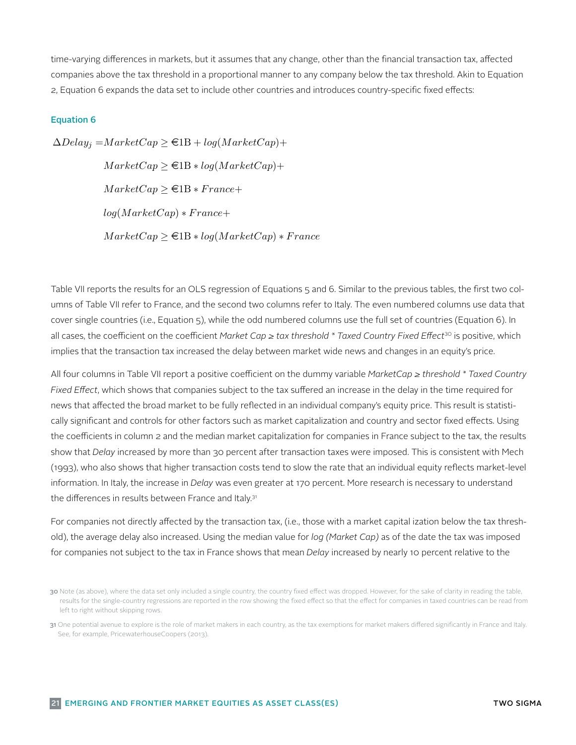time-varying differences in markets, but it assumes that any change, other than the financial transaction tax, affected companies above the tax threshold in a proportional manner to any company below the tax threshold. Akin to Equation 2, Equation 6 expands the data set to include other countries and introduces country-specific fixed effects:

### Equation 6

$$
\begin{aligned}
\Delta Delay_j = & MarketCap \geq €1\text{B} + log(MarketCap) + \\
& MarketCap \geq €1\text{B} * log(MarketCap) + \\
& MarketCap \geq €1\text{B} * France + \\
& log(MarketCap) * France + \\
& MarketCap \geq €1\text{B} * log(MarketCap) * France
\end{aligned}
$$

Table VII reports the results for an OLS regression of Equations 5 and 6. Similar to the previous tables, the first two columns of Table VII refer to France, and the second two columns refer to Italy. The even numbered columns use data that cover single countries (i.e., Equation 5), while the odd numbered columns use the full set of countries (Equation 6). In all cases, the coefficient on the coefficient *Market Cap ≥ tax threshold * Taxed Country Fixed Effect*[30] is positive, which implies that the transaction tax increased the delay between market wide news and changes in an equity's price.

All four columns in Table VII report a positive coefficient on the dummy variable *MarketCap ≥ threshold * Taxed Country Fixed Effect*, which shows that companies subject to the tax suffered an increase in the delay in the time required for news that affected the broad market to be fully reflected in an individual company's equity price. This result is statistically significant and controls for other factors such as market capitalization and country and sector fixed effects. Using the coefficients in column 2 and the median market capitalization for companies in France subject to the tax, the results show that *Delay* increased by more than 30 percent after transaction taxes were imposed. This is consistent with Mech (1993), who also shows that higher transaction costs tend to slow the rate that an individual equity reflects market-level information. In Italy, the increase in *Delay* was even greater at 170 percent. More research is necessary to understand the differences in results between France and Italy.[31]

For companies not directly affected by the transaction tax, (i.e., those with a market capital ization below the tax threshold), the average delay also increased. Using the median value for *log (Market Cap)* as of the date the tax was imposed for companies not subject to the tax in France shows that mean *Delay* increased by nearly 10 percent relative to the

[30] Note (as above), where the data set only included a single country, the country fixed effect was dropped. However, for the sake of clarity in reading the table, results for the single-country regressions are reported in the row showing the fixed effect so that the effect for companies in taxed countries can be read from left to right without skipping rows.

[31] One potential avenue to explore is the role of market makers in each country, as the tax exemptions for market makers differed significantly in France and Italy. See, for example, PricewaterhouseCoopers (2013).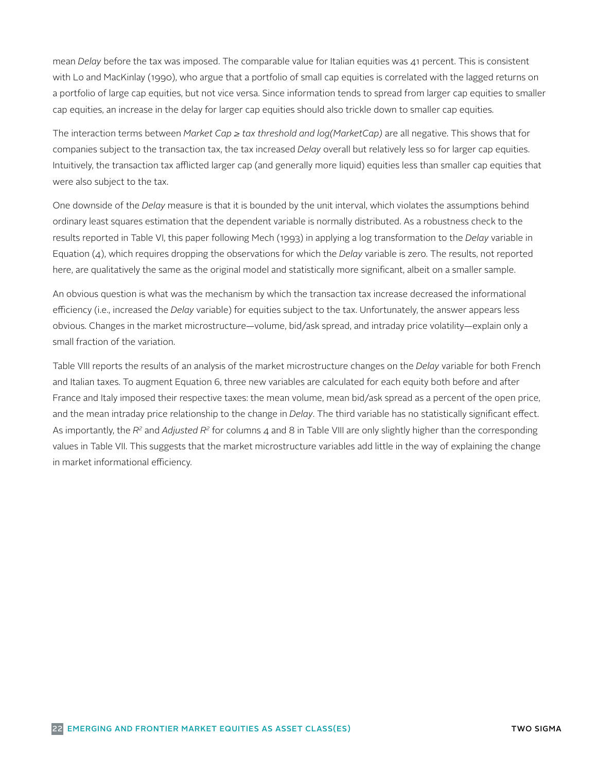mean *Delay* before the tax was imposed. The comparable value for Italian equities was 41 percent. This is consistent with Lo and MacKinlay (1990), who argue that a portfolio of small cap equities is correlated with the lagged returns on a portfolio of large cap equities, but not vice versa. Since information tends to spread from larger cap equities to smaller cap equities, an increase in the delay for larger cap equities should also trickle down to smaller cap equities.

The interaction terms between *Market Cap ≥ tax threshold and log(MarketCap)* are all negative. This shows that for companies subject to the transaction tax, the tax increased *Delay* overall but relatively less so for larger cap equities. Intuitively, the transaction tax afflicted larger cap (and generally more liquid) equities less than smaller cap equities that were also subject to the tax.

One downside of the *Delay* measure is that it is bounded by the unit interval, which violates the assumptions behind ordinary least squares estimation that the dependent variable is normally distributed. As a robustness check to the results reported in Table VI, this paper following Mech (1993) in applying a log transformation to the *Delay* variable in Equation (4), which requires dropping the observations for which the *Delay* variable is zero. The results, not reported here, are qualitatively the same as the original model and statistically more significant, albeit on a smaller sample.

An obvious question is what was the mechanism by which the transaction tax increase decreased the informational efficiency (i.e., increased the *Delay* variable) for equities subject to the tax. Unfortunately, the answer appears less obvious. Changes in the market microstructure—volume, bid/ask spread, and intraday price volatility—explain only a small fraction of the variation.

Table VIII reports the results of an analysis of the market microstructure changes on the *Delay* variable for both French and Italian taxes. To augment Equation 6, three new variables are calculated for each equity both before and after France and Italy imposed their respective taxes: the mean volume, mean bid/ask spread as a percent of the open price, and the mean intraday price relationship to the change in *Delay*. The third variable has no statistically significant effect. As importantly, the $R^2$ and *Adjusted* $R^2$ for columns 4 and 8 in Table VIII are only slightly higher than the corresponding values in Table VII. This suggests that the market microstructure variables add little in the way of explaining the change in market informational efficiency.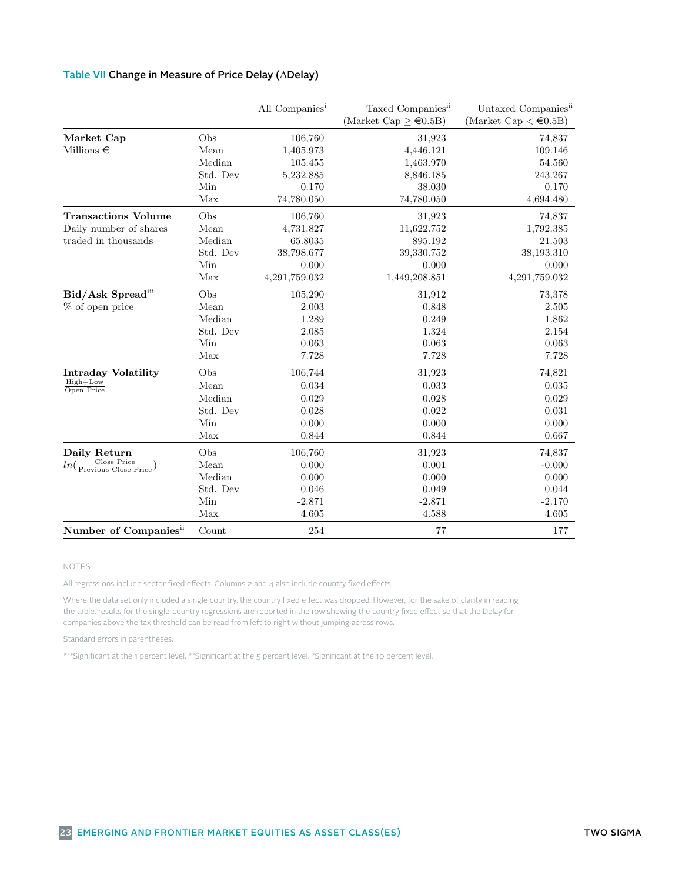Table VII Change in Measure of Price Delay (ΔDelay)

| | | All Companies[i] | Taxed Companies[ii] (Market Cap $\geq$ €0.5B) | Untaxed Companies[ii] (Market Cap $<$ €0.5B) |
|---|---|---|---|---|
| **Market Cap** | Obs | 106,760 | 31,923 | 74,837 |
| Millions € | Mean | 1,405.973 | 4,446.121 | 109.146 |
| | Median | 105.455 | 1,463.970 | 54.560 |
| | Std. Dev | 5,232.885 | 8,846.185 | 243.267 |
| | Min | 0.170 | 38.030 | 0.170 |
| | Max | 74,780.050 | 74,780.050 | 4,694.480 |
| **Transactions Volume** | Obs | 106,760 | 31,923 | 74,837 |
| Daily number of shares | Mean | 4,731.827 | 11,622.752 | 1,792.385 |
| traded in thousands | Median | 65.8035 | 895.192 | 21.503 |
| | Std. Dev | 38,798.677 | 39,330.752 | 38,193.310 |
| | Min | 0.000 | 0.000 | 0.000 |
| | Max | 4,291,759.032 | 1,449,208.851 | 4,291,759.032 |
| **Bid/Ask Spread**[iii] | Obs | 105,290 | 31,912 | 73,378 |
| % of open price | Mean | 2.003 | 0.848 | 2.505 |
| | Median | 1.289 | 0.249 | 1.862 |
| | Std. Dev | 2.085 | 1.324 | 2.154 |
| | Min | 0.063 | 0.063 | 0.063 |
| | Max | 7.728 | 7.728 | 7.728 |
| **Intraday Volatility** | Obs | 106,744 | 31,923 | 74,821 |
| $\frac{\text{High}-\text{Low}}{\text{Open Price}}$ | Mean | 0.034 | 0.033 | 0.035 |
| | Median | 0.029 | 0.028 | 0.029 |
| | Std. Dev | 0.028 | 0.022 | 0.031 |
| | Min | 0.000 | 0.000 | 0.000 |
| | Max | 0.844 | 0.844 | 0.667 |
| **Daily Return** | Obs | 106,760 | 31,923 | 74,837 |
| $ln(\frac{\text{Close Price}}{\text{Previous Close Price}})$ | Mean | 0.000 | 0.001 | -0.000 |
| | Median | 0.000 | 0.000 | 0.000 |
| | Std. Dev | 0.046 | 0.049 | 0.044 |
| | Min | -2.871 | -2.871 | -2.170 |
| | Max | 4.605 | 4.588 | 4.605 |
| **Number of Companies**[ii] | Count | 254 | 77 | 177 |

NOTES

All regressions include sector fixed effects. Columns 2 and 4 also include country fixed effects.

Where the data set only included a single country, the country fixed effect was dropped. However, for the sake of clarity in reading the table, results for the single-country regressions are reported in the row showing the country fixed effect so that the Delay for companies above the tax threshold can be read from left to right without jumping across rows.

Standard errors in parentheses.

***Significant at the 1 percent level. **Significant at the 5 percent level. *Significant at the 10 percent level.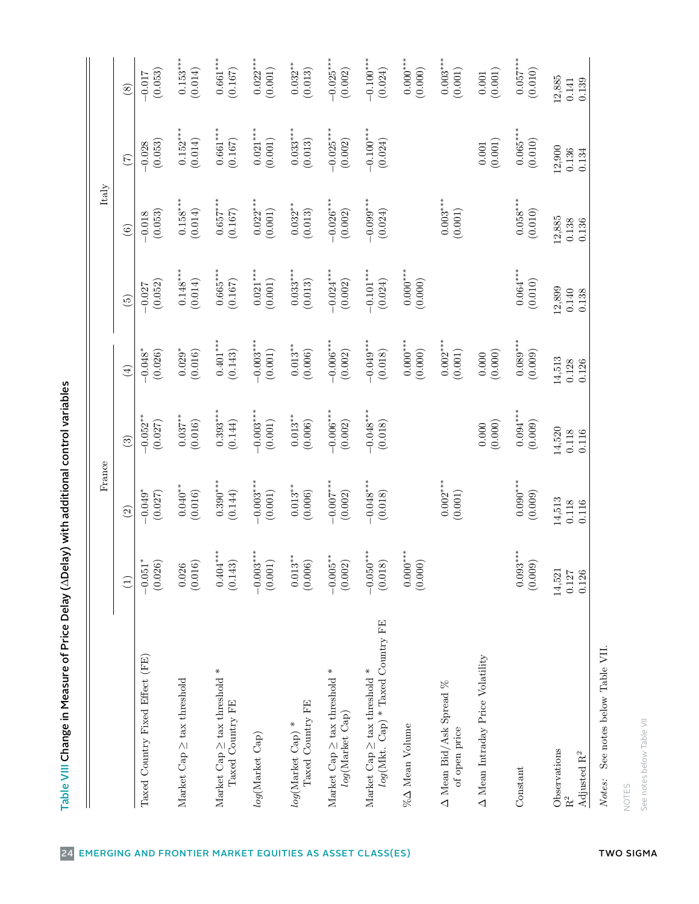**Table VIII** Change in Measure of Price Delay (ΔDelay) with additional control variables

| | France | | | | Italy | | | |
|---|---|---|---|---|---|---|---|---|
| | (1) | (2) | (3) | (4) | (5) | (6) | (7) | (8) |
| Taxed Country Fixed Effect (FE) | −0.051* | −0.049* | −0.052** | −0.048* | −0.027 | −0.018 | −0.028 | −0.017 |
| | (0.026) | (0.027) | (0.027) | (0.026) | (0.052) | (0.053) | (0.053) | (0.053) |
| Market Cap ≥ tax threshold | 0.026 | 0.040** | 0.037** | 0.029* | 0.148*** | 0.158*** | 0.152*** | 0.153*** |
| | (0.016) | (0.016) | (0.016) | (0.016) | (0.014) | (0.014) | (0.014) | (0.014) |
| Market Cap ≥ tax threshold * Taxed Country FE | 0.404*** | 0.390*** | 0.393*** | 0.401*** | 0.665*** | 0.657*** | 0.661*** | 0.661*** |
| | (0.143) | (0.144) | (0.144) | (0.143) | (0.167) | (0.167) | (0.167) | (0.167) |
| *log*(Market Cap) | −0.003*** | −0.003*** | −0.003*** | −0.003*** | 0.021*** | 0.022*** | 0.021*** | 0.022*** |
| | (0.001) | (0.001) | (0.001) | (0.001) | (0.001) | (0.001) | (0.001) | (0.001) |
| *log*(Market Cap) * Taxed Country FE | 0.013** | 0.013** | 0.013** | 0.013** | 0.033*** | 0.032** | 0.033*** | 0.032** |
| | (0.006) | (0.006) | (0.006) | (0.006) | (0.013) | (0.013) | (0.013) | (0.013) |
| Market Cap ≥ tax threshold * *log*(Market Cap) | −0.005** | −0.007*** | −0.006*** | −0.006*** | −0.024*** | −0.026*** | −0.025*** | −0.025*** |
| | (0.002) | (0.002) | (0.002) | (0.002) | (0.002) | (0.002) | (0.002) | (0.002) |
| Market Cap ≥ tax threshold * *log*(Mkt. Cap) * Taxed Country FE | −0.050*** | −0.048*** | −0.048*** | −0.049*** | −0.101*** | −0.099*** | −0.100*** | −0.100*** |
| | (0.018) | (0.018) | (0.018) | (0.018) | (0.024) | (0.024) | (0.024) | (0.024) |
| %Δ Mean Volume | 0.000*** | | | 0.000*** | 0.000*** | | | 0.000*** |
| | (0.000) | | | (0.000) | (0.000) | | | (0.000) |
| Δ Mean Bid/Ask Spread % of open price | | 0.002*** | | 0.002*** | | 0.003*** | | 0.003*** |
| | | (0.001) | | (0.001) | | (0.001) | | (0.001) |
| Δ Mean Intraday Price Volatility | | | 0.000 | 0.000 | | | 0.001 | 0.001 |
| | | | (0.000) | (0.000) | | | (0.001) | (0.001) |
| Constant | 0.093*** | 0.090*** | 0.094*** | 0.089*** | 0.064*** | 0.058*** | 0.065*** | 0.057*** |
| | (0.009) | (0.009) | (0.009) | (0.009) | (0.010) | (0.010) | (0.010) | (0.010) |
| Observations | 14,521 | 14,513 | 14,520 | 14,513 | 12,899 | 12,885 | 12,900 | 12,885 |
| $R^2$ | 0.127 | 0.118 | 0.118 | 0.128 | 0.140 | 0.138 | 0.136 | 0.141 |
| Adjusted $R^2$ | 0.126 | 0.116 | 0.116 | 0.126 | 0.138 | 0.136 | 0.134 | 0.139 |

*Notes:* See notes below Table VII.

NOTES

See notes below Table VII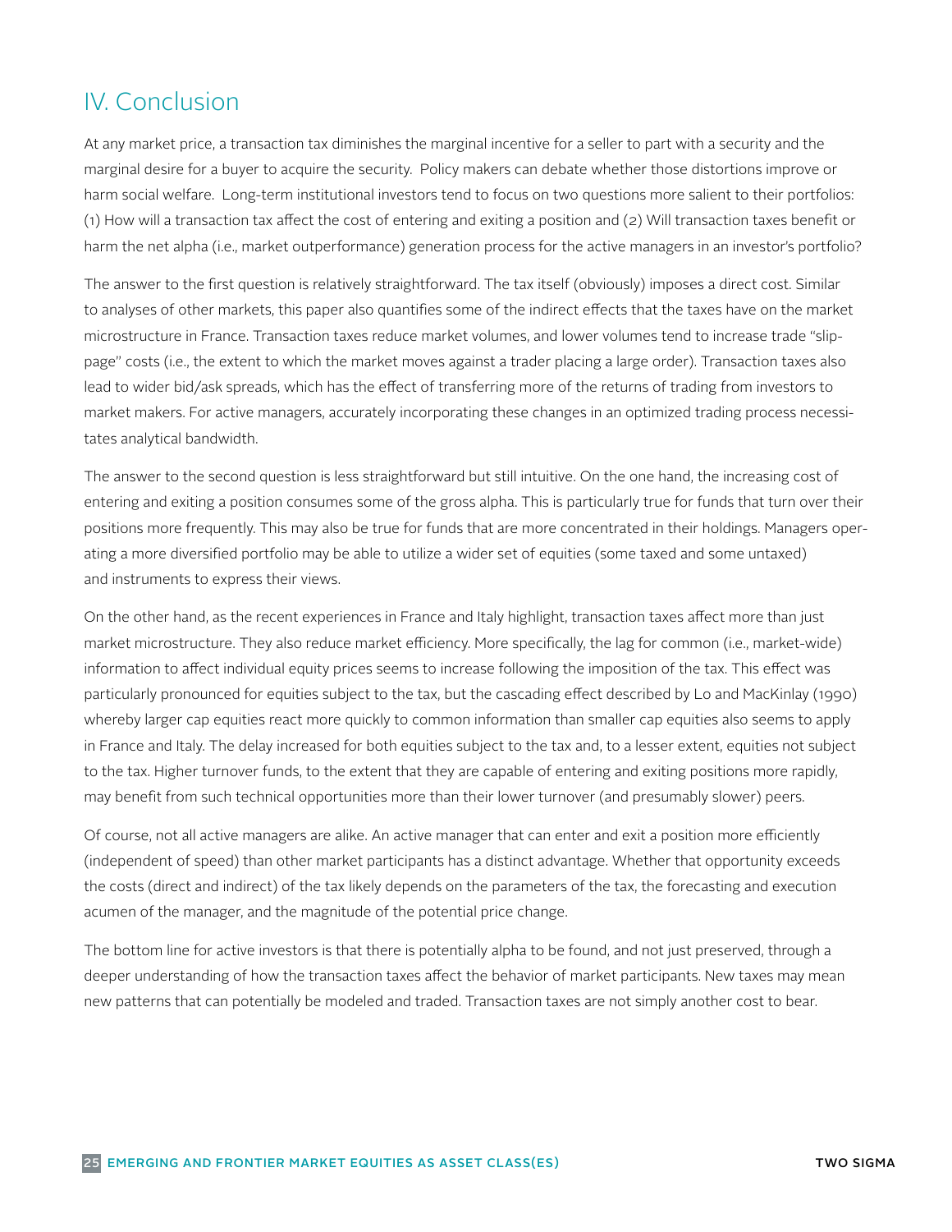## IV. Conclusion

At any market price, a transaction tax diminishes the marginal incentive for a seller to part with a security and the marginal desire for a buyer to acquire the security. Policy makers can debate whether those distortions improve or harm social welfare. Long-term institutional investors tend to focus on two questions more salient to their portfolios: (1) How will a transaction tax affect the cost of entering and exiting a position and (2) Will transaction taxes benefit or harm the net alpha (i.e., market outperformance) generation process for the active managers in an investor's portfolio?

The answer to the first question is relatively straightforward. The tax itself (obviously) imposes a direct cost. Similar to analyses of other markets, this paper also quantifies some of the indirect effects that the taxes have on the market microstructure in France. Transaction taxes reduce market volumes, and lower volumes tend to increase trade "slippage" costs (i.e., the extent to which the market moves against a trader placing a large order). Transaction taxes also lead to wider bid/ask spreads, which has the effect of transferring more of the returns of trading from investors to market makers. For active managers, accurately incorporating these changes in an optimized trading process necessitates analytical bandwidth.

The answer to the second question is less straightforward but still intuitive. On the one hand, the increasing cost of entering and exiting a position consumes some of the gross alpha. This is particularly true for funds that turn over their positions more frequently. This may also be true for funds that are more concentrated in their holdings. Managers operating a more diversified portfolio may be able to utilize a wider set of equities (some taxed and some untaxed) and instruments to express their views.

On the other hand, as the recent experiences in France and Italy highlight, transaction taxes affect more than just market microstructure. They also reduce market efficiency. More specifically, the lag for common (i.e., market-wide) information to affect individual equity prices seems to increase following the imposition of the tax. This effect was particularly pronounced for equities subject to the tax, but the cascading effect described by Lo and MacKinlay (1990) whereby larger cap equities react more quickly to common information than smaller cap equities also seems to apply in France and Italy. The delay increased for both equities subject to the tax and, to a lesser extent, equities not subject to the tax. Higher turnover funds, to the extent that they are capable of entering and exiting positions more rapidly, may benefit from such technical opportunities more than their lower turnover (and presumably slower) peers.

Of course, not all active managers are alike. An active manager that can enter and exit a position more efficiently (independent of speed) than other market participants has a distinct advantage. Whether that opportunity exceeds the costs (direct and indirect) of the tax likely depends on the parameters of the tax, the forecasting and execution acumen of the manager, and the magnitude of the potential price change.

The bottom line for active investors is that there is potentially alpha to be found, and not just preserved, through a deeper understanding of how the transaction taxes affect the behavior of market participants. New taxes may mean new patterns that can potentially be modeled and traded. Transaction taxes are not simply another cost to bear.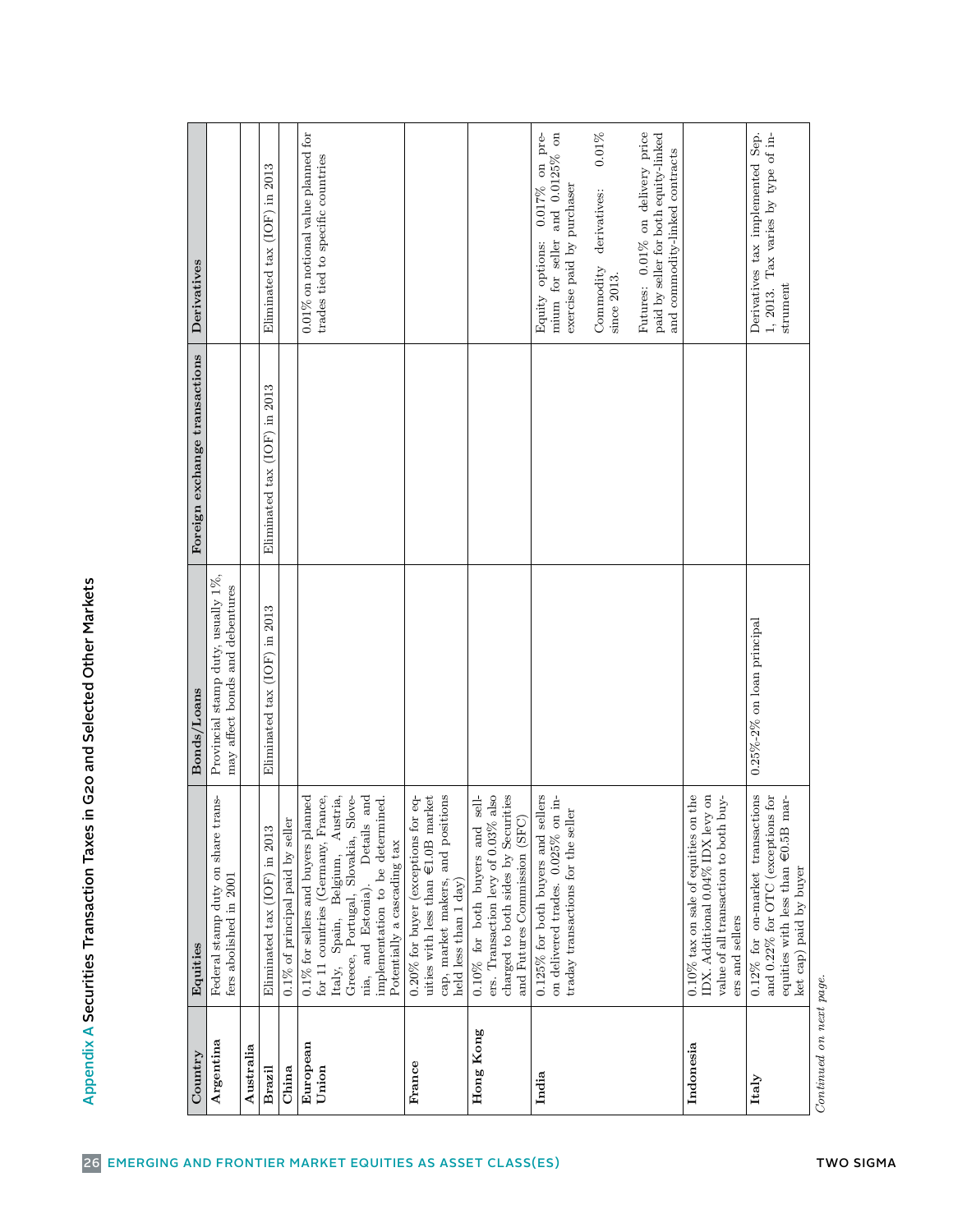## Appendix A Securities Transaction Taxes in G20 and Selected Other Markets

| Country | Equities | Bonds/Loans | Foreign exchange transactions | Derivatives |
|---|---|---|---|---|
| **Argentina** | Federal stamp duty on share transfers abolished in 2001 | Provincial stamp duty, usually 1%, may affect bonds and debentures | | |
| **Australia** | | | | |
| **Brazil** | Eliminated tax (IOF) in 2013 | Eliminated tax (IOF) in 2013 | Eliminated tax (IOF) in 2013 | Eliminated tax (IOF) in 2013 |
| **China** | 0.1% of principal paid by seller | | | |
| **European Union** | 0.1% for sellers and buyers planned for 11 countries (Germany, France, Italy, Spain, Belgium, Austria, Greece, Portugal, Slovakia, Slovenia, and Estonia). Details and implementation to be determined. Potentially a cascading tax | | | 0.01% on notional value planned for trades tied to specific countries |
| **France** | 0.20% for buyer (exceptions for equities with less than €1.0B market cap, market makers, and positions held less than 1 day) | | | |
| **Hong Kong** | 0.10% for both buyers and sellers. Transaction levy of 0.03% also charged to both sides by Securities and Futures Commission (SFC) | | | |
| **India** | 0.125% for both buyers and sellers on delivered trades. 0.025% on intraday transactions for the seller | | | Equity options: 0.017% on premium for seller and 0.0125% on exercise paid by purchaser<br><br>Commodity derivatives: 0.01% since 2013.<br><br>Futures: 0.01% on delivery price paid by seller for both equity-linked and commodity-linked contracts |
| **Indonesia** | 0.10% tax on sale of equities on the IDX. Additional 0.04% IDX levy on value of all transaction to both buyers and sellers | | | |
| **Italy** | 0.12% for on-market transactions and 0.22% for OTC (exceptions for equities with less than €0.5B market cap) paid by buyer | 0.25%-2% on loan principal | | Derivatives tax implemented Sep. 1, 2013. Tax varies by type of instrument |

*Continued on next page.*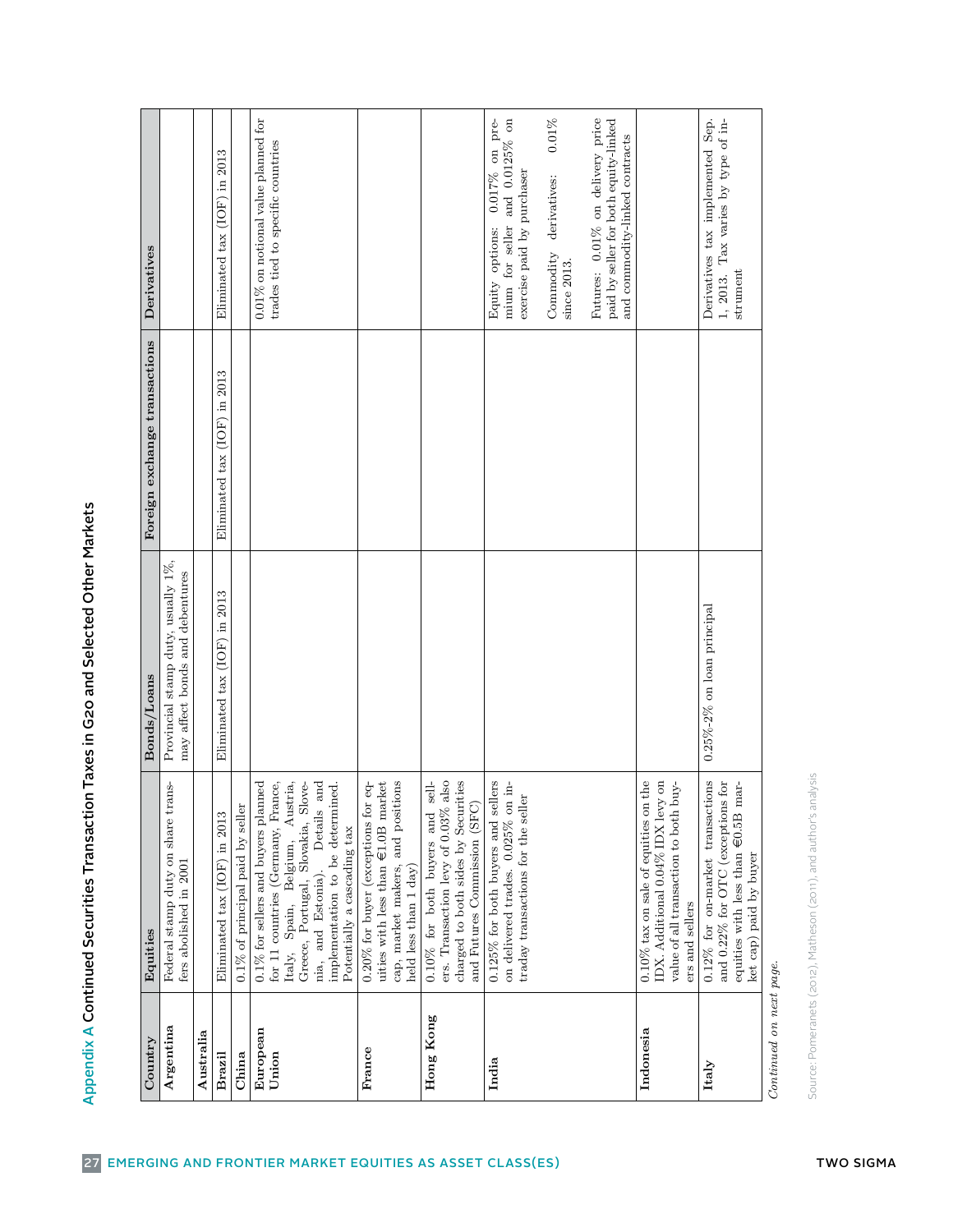## Appendix A Continued Securities Transaction Taxes in G20 and Selected Other Markets

| Country | Equities | Bonds/Loans | Foreign exchange transactions | Derivatives |
|---|---|---|---|---|
| **Argentina** | Federal stamp duty on share transfers abolished in 2001 | Provincial stamp duty, usually 1%, may affect bonds and debentures | | |
| **Australia** | | | | |
| **Brazil** | Eliminated tax (IOF) in 2013 | Eliminated tax (IOF) in 2013 | Eliminated tax (IOF) in 2013 | Eliminated tax (IOF) in 2013 |
| **China** | 0.1% of principal paid by seller | | | |
| **European Union** | 0.1% for sellers and buyers planned for 11 countries (Germany, France, Italy, Spain, Belgium, Austria, Greece, Portugal, Slovakia, Slovenia, and Estonia). Details and implementation to be determined. Potentially a cascading tax | | | 0.01% on notional value planned for trades tied to specific countries |
| **France** | 0.20% for buyer (exceptions for equities with less than €1.0B market cap, market makers, and positions held less than 1 day) | | | |
| **Hong Kong** | 0.10% for both buyers and sellers. Transaction levy of 0.03% also charged to both sides by Securities and Futures Commission (SFC) | | | |
| **India** | 0.125% for both buyers and sellers on delivered trades. 0.025% on intraday transactions for the seller | | | Equity options: 0.017% on premium for seller and 0.0125% on exercise paid by purchaser<br><br>Commodity derivatives: 0.01% since 2013.<br><br>Futures: 0.01% on delivery price paid by seller for both equity-linked and commodity-linked contracts |
| **Indonesia** | 0.10% tax on sale of equities on the IDX. Additional 0.04% IDX levy on value of all transaction to both buyers and sellers | | | |
| **Italy** | 0.12% for on-market transactions and 0.22% for OTC (exceptions for equities with less than €0.5B market cap) paid by buyer | 0.25%-2% on loan principal | | Derivatives tax implemented Sep. 1, 2013. Tax varies by type of instrument |

*Continued on next page.*

Source: Pomeranets (2012), Matheson (2011), and author's analysis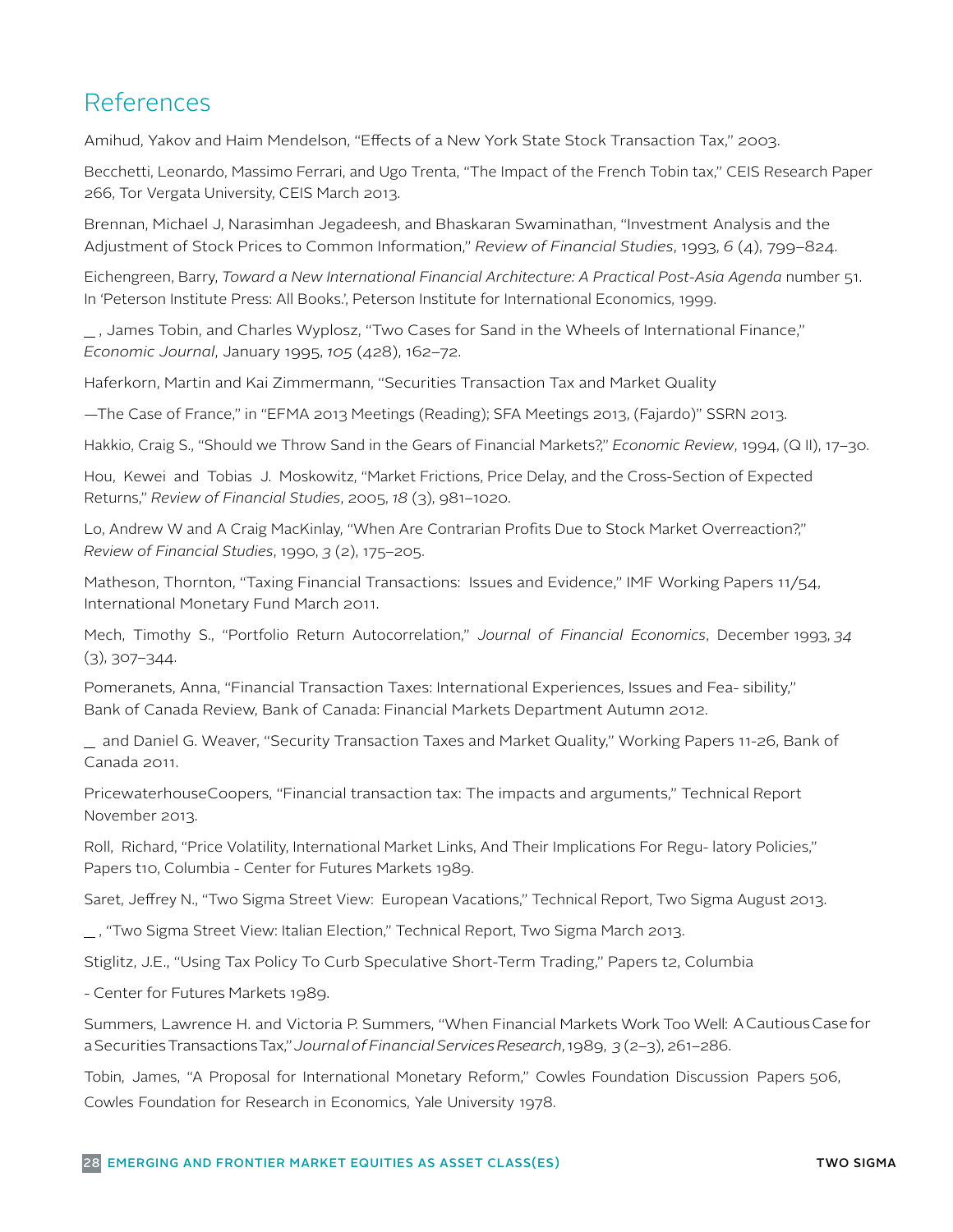## References

Amihud, Yakov and Haim Mendelson, "Effects of a New York State Stock Transaction Tax," 2003.

Becchetti, Leonardo, Massimo Ferrari, and Ugo Trenta, "The Impact of the French Tobin tax," CEIS Research Paper 266, Tor Vergata University, CEIS March 2013.

Brennan, Michael J, Narasimhan Jegadeesh, and Bhaskaran Swaminathan, "Investment Analysis and the Adjustment of Stock Prices to Common Information," *Review of Financial Studies*, 1993, *6* (4), 799–824.

Eichengreen, Barry, *Toward a New International Financial Architecture: A Practical Post-Asia Agenda* number 51. In 'Peterson Institute Press: All Books.', Peterson Institute for International Economics, 1999.

_ , James Tobin, and Charles Wyplosz, "Two Cases for Sand in the Wheels of International Finance," *Economic Journal*, January 1995, *105* (428), 162–72.

Haferkorn, Martin and Kai Zimmermann, "Securities Transaction Tax and Market Quality —The Case of France," in "EFMA 2013 Meetings (Reading); SFA Meetings 2013, (Fajardo)" SSRN 2013.

Hakkio, Craig S., "Should we Throw Sand in the Gears of Financial Markets?," *Economic Review*, 1994, (Q II), 17–30.

Hou, Kewei and Tobias J. Moskowitz, "Market Frictions, Price Delay, and the Cross-Section of Expected Returns," *Review of Financial Studies*, 2005, *18* (3), 981–1020.

Lo, Andrew W and A Craig MacKinlay, "When Are Contrarian Profits Due to Stock Market Overreaction?," *Review of Financial Studies*, 1990, *3* (2), 175–205.

Matheson, Thornton, "Taxing Financial Transactions: Issues and Evidence," IMF Working Papers 11/54, International Monetary Fund March 2011.

Mech, Timothy S., "Portfolio Return Autocorrelation," *Journal of Financial Economics*, December 1993, *34* (3), 307–344.

Pomeranets, Anna, "Financial Transaction Taxes: International Experiences, Issues and Fea- sibility," Bank of Canada Review, Bank of Canada: Financial Markets Department Autumn 2012.

_ and Daniel G. Weaver, "Security Transaction Taxes and Market Quality," Working Papers 11-26, Bank of Canada 2011.

PricewaterhouseCoopers, "Financial transaction tax: The impacts and arguments," Technical Report November 2013.

Roll, Richard, "Price Volatility, International Market Links, And Their Implications For Regu- latory Policies," Papers t10, Columbia - Center for Futures Markets 1989.

Saret, Jeffrey N., "Two Sigma Street View: European Vacations," Technical Report, Two Sigma August 2013.

_ , "Two Sigma Street View: Italian Election," Technical Report, Two Sigma March 2013.

Stiglitz, J.E., "Using Tax Policy To Curb Speculative Short-Term Trading," Papers t2, Columbia - Center for Futures Markets 1989.

Summers, Lawrence H. and Victoria P. Summers, "When Financial Markets Work Too Well: A Cautious Case for a Securities Transactions Tax," *Journal of Financial Services Research*, 1989, *3* (2–3), 261–286.

Tobin, James, "A Proposal for International Monetary Reform," Cowles Foundation Discussion Papers 506, Cowles Foundation for Research in Economics, Yale University 1978.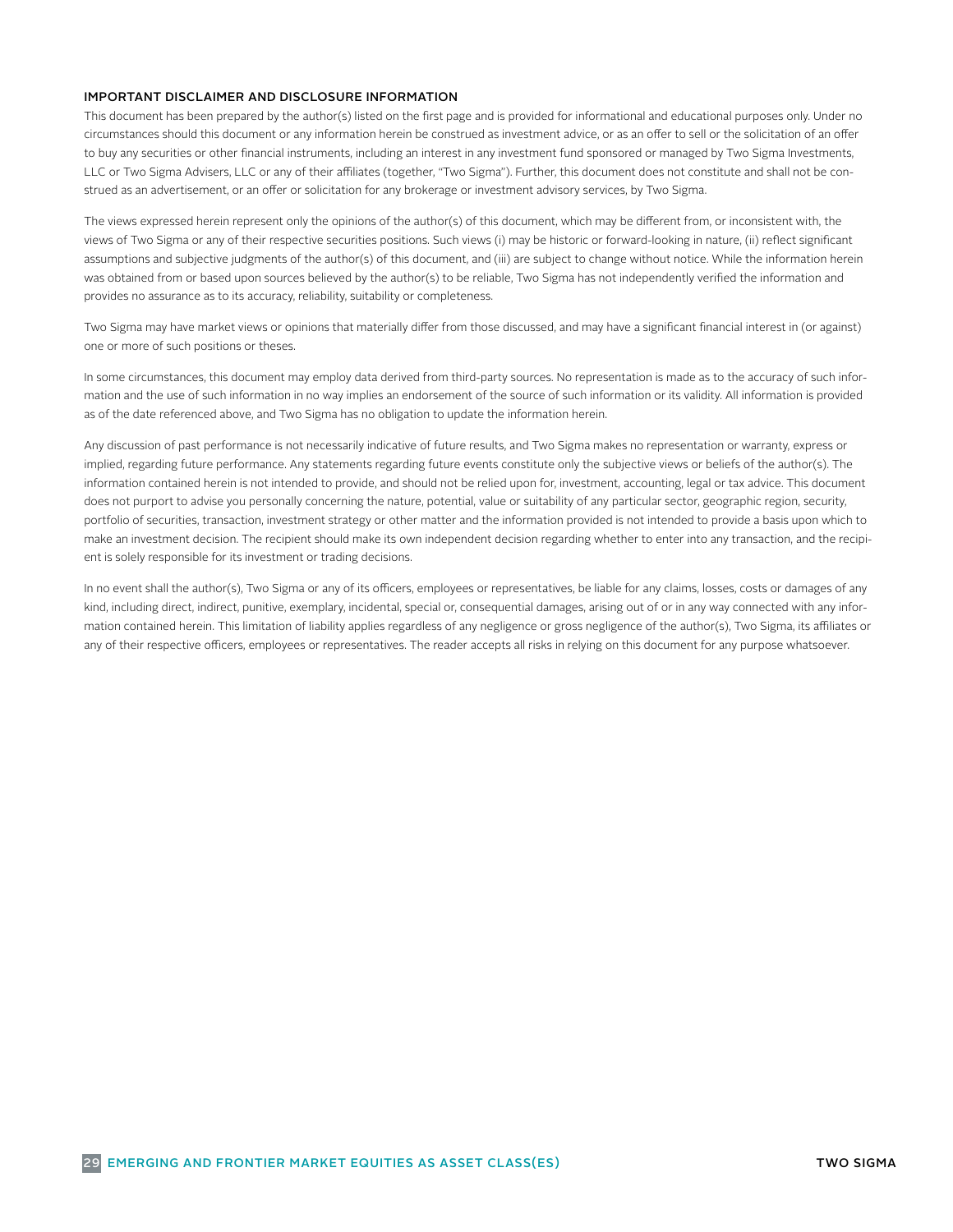## IMPORTANT DISCLAIMER AND DISCLOSURE INFORMATION

This document has been prepared by the author(s) listed on the first page and is provided for informational and educational purposes only. Under no circumstances should this document or any information herein be construed as investment advice, or as an offer to sell or the solicitation of an offer to buy any securities or other financial instruments, including an interest in any investment fund sponsored or managed by Two Sigma Investments, LLC or Two Sigma Advisers, LLC or any of their affiliates (together, "Two Sigma"). Further, this document does not constitute and shall not be construed as an advertisement, or an offer or solicitation for any brokerage or investment advisory services, by Two Sigma.

The views expressed herein represent only the opinions of the author(s) of this document, which may be different from, or inconsistent with, the views of Two Sigma or any of their respective securities positions. Such views (i) may be historic or forward-looking in nature, (ii) reflect significant assumptions and subjective judgments of the author(s) of this document, and (iii) are subject to change without notice. While the information herein was obtained from or based upon sources believed by the author(s) to be reliable, Two Sigma has not independently verified the information and provides no assurance as to its accuracy, reliability, suitability or completeness.

Two Sigma may have market views or opinions that materially differ from those discussed, and may have a significant financial interest in (or against) one or more of such positions or theses.

In some circumstances, this document may employ data derived from third-party sources. No representation is made as to the accuracy of such information and the use of such information in no way implies an endorsement of the source of such information or its validity. All information is provided as of the date referenced above, and Two Sigma has no obligation to update the information herein.

Any discussion of past performance is not necessarily indicative of future results, and Two Sigma makes no representation or warranty, express or implied, regarding future performance. Any statements regarding future events constitute only the subjective views or beliefs of the author(s). The information contained herein is not intended to provide, and should not be relied upon for, investment, accounting, legal or tax advice. This document does not purport to advise you personally concerning the nature, potential, value or suitability of any particular sector, geographic region, security, portfolio of securities, transaction, investment strategy or other matter and the information provided is not intended to provide a basis upon which to make an investment decision. The recipient should make its own independent decision regarding whether to enter into any transaction, and the recipient is solely responsible for its investment or trading decisions.

In no event shall the author(s), Two Sigma or any of its officers, employees or representatives, be liable for any claims, losses, costs or damages of any kind, including direct, indirect, punitive, exemplary, incidental, special or, consequential damages, arising out of or in any way connected with any information contained herein. This limitation of liability applies regardless of any negligence or gross negligence of the author(s), Two Sigma, its affiliates or any of their respective officers, employees or representatives. The reader accepts all risks in relying on this document for any purpose whatsoever.